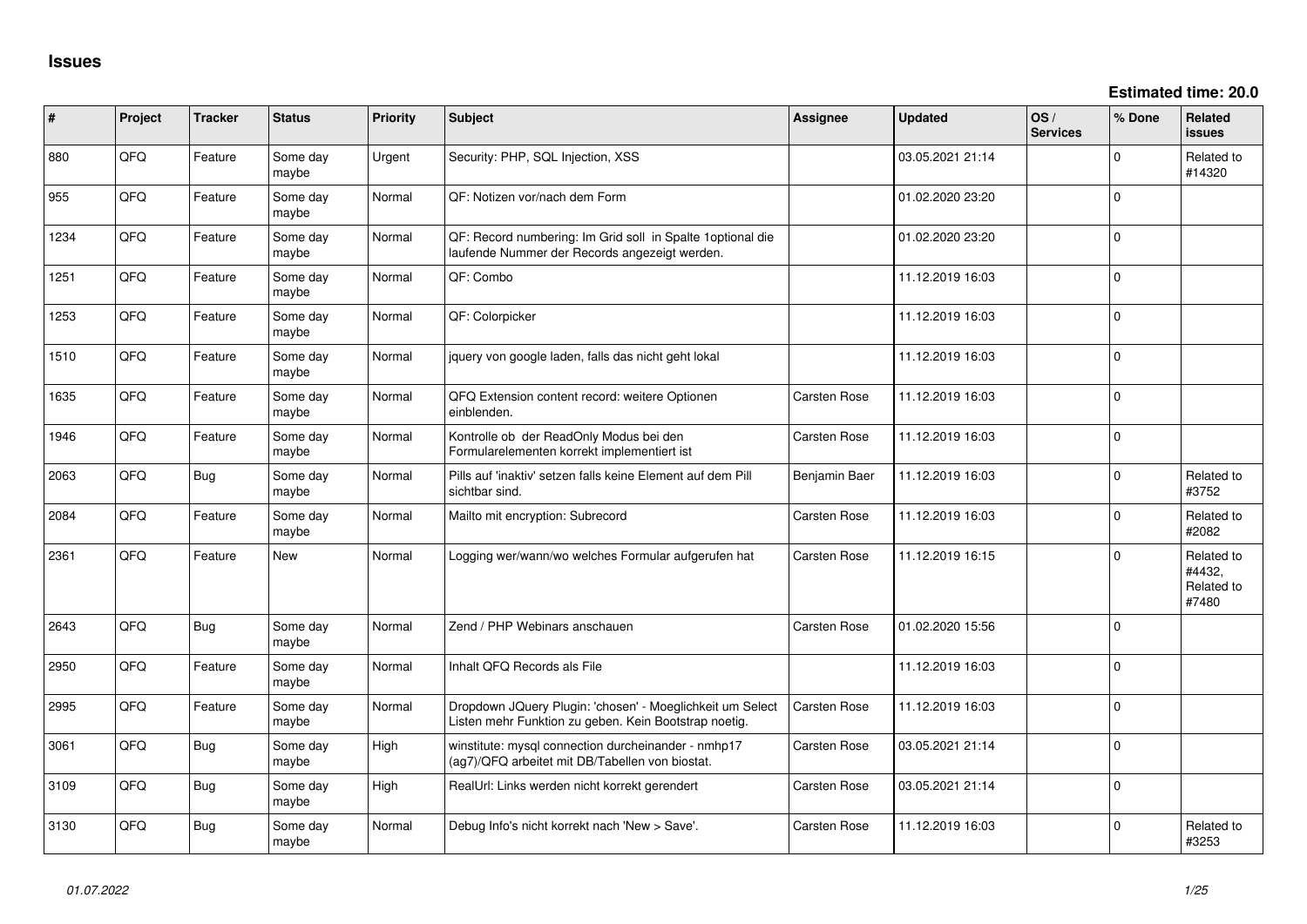# Issues

**Estimated time: 20.0**

| # | Project | Tracker | Status | Priority | Subject | Assignee | Updated | OS / Services | % Done | Related issues |
|---|---|---|---|---|---|---|---|---|---|---|
| 880 | QFQ | Feature | Some day maybe | Urgent | Security: PHP, SQL Injection, XSS | | 03.05.2021 21:14 | | 0 | Related to #14320 |
| 955 | QFQ | Feature | Some day maybe | Normal | QF: Notizen vor/nach dem Form | | 01.02.2020 23:20 | | 0 | |
| 1234 | QFQ | Feature | Some day maybe | Normal | QF: Record numbering: Im Grid soll in Spalte 1optional die laufende Nummer der Records angezeigt werden. | | 01.02.2020 23:20 | | 0 | |
| 1251 | QFQ | Feature | Some day maybe | Normal | QF: Combo | | 11.12.2019 16:03 | | 0 | |
| 1253 | QFQ | Feature | Some day maybe | Normal | QF: Colorpicker | | 11.12.2019 16:03 | | 0 | |
| 1510 | QFQ | Feature | Some day maybe | Normal | jquery von google laden, falls das nicht geht lokal | | 11.12.2019 16:03 | | 0 | |
| 1635 | QFQ | Feature | Some day maybe | Normal | QFQ Extension content record: weitere Optionen einblenden. | Carsten Rose | 11.12.2019 16:03 | | 0 | |
| 1946 | QFQ | Feature | Some day maybe | Normal | Kontrolle ob der ReadOnly Modus bei den Formularelementen korrekt implementiert ist | Carsten Rose | 11.12.2019 16:03 | | 0 | |
| 2063 | QFQ | Bug | Some day maybe | Normal | Pills auf 'inaktiv' setzen falls keine Element auf dem Pill sichtbar sind. | Benjamin Baer | 11.12.2019 16:03 | | 0 | Related to #3752 |
| 2084 | QFQ | Feature | Some day maybe | Normal | Mailto mit encryption: Subrecord | Carsten Rose | 11.12.2019 16:03 | | 0 | Related to #2082 |
| 2361 | QFQ | Feature | New | Normal | Logging wer/wann/wo welches Formular aufgerufen hat | Carsten Rose | 11.12.2019 16:15 | | 0 | Related to #4432, Related to #7480 |
| 2643 | QFQ | Bug | Some day maybe | Normal | Zend / PHP Webinars anschauen | Carsten Rose | 01.02.2020 15:56 | | 0 | |
| 2950 | QFQ | Feature | Some day maybe | Normal | Inhalt QFQ Records als File | | 11.12.2019 16:03 | | 0 | |
| 2995 | QFQ | Feature | Some day maybe | Normal | Dropdown JQuery Plugin: 'chosen' - Moeglichkeit um Select Listen mehr Funktion zu geben. Kein Bootstrap noetig. | Carsten Rose | 11.12.2019 16:03 | | 0 | |
| 3061 | QFQ | Bug | Some day maybe | High | winstitute: mysql connection durcheinander - nmhp17 (ag7)/QFQ arbeitet mit DB/Tabellen von biostat. | Carsten Rose | 03.05.2021 21:14 | | 0 | |
| 3109 | QFQ | Bug | Some day maybe | High | RealUrl: Links werden nicht korrekt gerendert | Carsten Rose | 03.05.2021 21:14 | | 0 | |
| 3130 | QFQ | Bug | Some day maybe | Normal | Debug Info's nicht korrekt nach 'New > Save'. | Carsten Rose | 11.12.2019 16:03 | | 0 | Related to #3253 |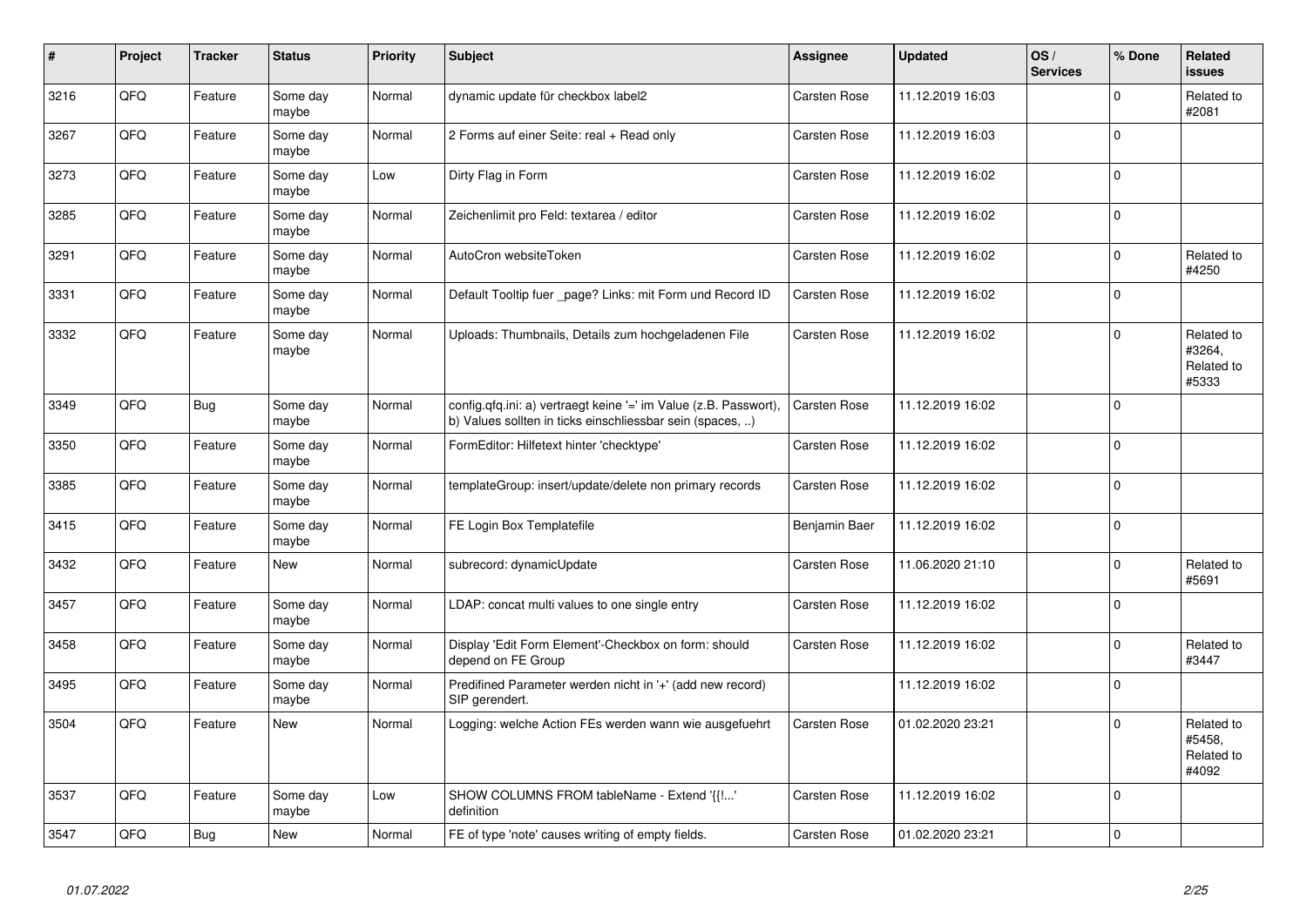| # | Project | Tracker | Status | Priority | Subject | Assignee | Updated | OS / Services | % Done | Related issues |
|---|---|---|---|---|---|---|---|---|---|---|
| 3216 | QFQ | Feature | Some day maybe | Normal | dynamic update für checkbox label2 | Carsten Rose | 11.12.2019 16:03 | | 0 | Related to #2081 |
| 3267 | QFQ | Feature | Some day maybe | Normal | 2 Forms auf einer Seite: real + Read only | Carsten Rose | 11.12.2019 16:03 | | 0 | |
| 3273 | QFQ | Feature | Some day maybe | Low | Dirty Flag in Form | Carsten Rose | 11.12.2019 16:02 | | 0 | |
| 3285 | QFQ | Feature | Some day maybe | Normal | Zeichenlimit pro Feld: textarea / editor | Carsten Rose | 11.12.2019 16:02 | | 0 | |
| 3291 | QFQ | Feature | Some day maybe | Normal | AutoCron websiteToken | Carsten Rose | 11.12.2019 16:02 | | 0 | Related to #4250 |
| 3331 | QFQ | Feature | Some day maybe | Normal | Default Tooltip fuer _page? Links: mit Form und Record ID | Carsten Rose | 11.12.2019 16:02 | | 0 | |
| 3332 | QFQ | Feature | Some day maybe | Normal | Uploads: Thumbnails, Details zum hochgeladenen File | Carsten Rose | 11.12.2019 16:02 | | 0 | Related to #3264, Related to #5333 |
| 3349 | QFQ | Bug | Some day maybe | Normal | config.qfq.ini: a) vertraegt keine '=' im Value (z.B. Passwort), b) Values sollten in ticks einschliessbar sein (spaces, ..) | Carsten Rose | 11.12.2019 16:02 | | 0 | |
| 3350 | QFQ | Feature | Some day maybe | Normal | FormEditor: Hilfetext hinter 'checktype' | Carsten Rose | 11.12.2019 16:02 | | 0 | |
| 3385 | QFQ | Feature | Some day maybe | Normal | templateGroup: insert/update/delete non primary records | Carsten Rose | 11.12.2019 16:02 | | 0 | |
| 3415 | QFQ | Feature | Some day maybe | Normal | FE Login Box Templatefile | Benjamin Baer | 11.12.2019 16:02 | | 0 | |
| 3432 | QFQ | Feature | New | Normal | subrecord: dynamicUpdate | Carsten Rose | 11.06.2020 21:10 | | 0 | Related to #5691 |
| 3457 | QFQ | Feature | Some day maybe | Normal | LDAP: concat multi values to one single entry | Carsten Rose | 11.12.2019 16:02 | | 0 | |
| 3458 | QFQ | Feature | Some day maybe | Normal | Display 'Edit Form Element'-Checkbox on form: should depend on FE Group | Carsten Rose | 11.12.2019 16:02 | | 0 | Related to #3447 |
| 3495 | QFQ | Feature | Some day maybe | Normal | Predifined Parameter werden nicht in '+' (add new record) SIP gerendert. | | 11.12.2019 16:02 | | 0 | |
| 3504 | QFQ | Feature | New | Normal | Logging: welche Action FEs werden wann wie ausgefuehrt | Carsten Rose | 01.02.2020 23:21 | | 0 | Related to #5458, Related to #4092 |
| 3537 | QFQ | Feature | Some day maybe | Low | SHOW COLUMNS FROM tableName - Extend '{{!...' definition | Carsten Rose | 11.12.2019 16:02 | | 0 | |
| 3547 | QFQ | Bug | New | Normal | FE of type 'note' causes writing of empty fields. | Carsten Rose | 01.02.2020 23:21 | | 0 | |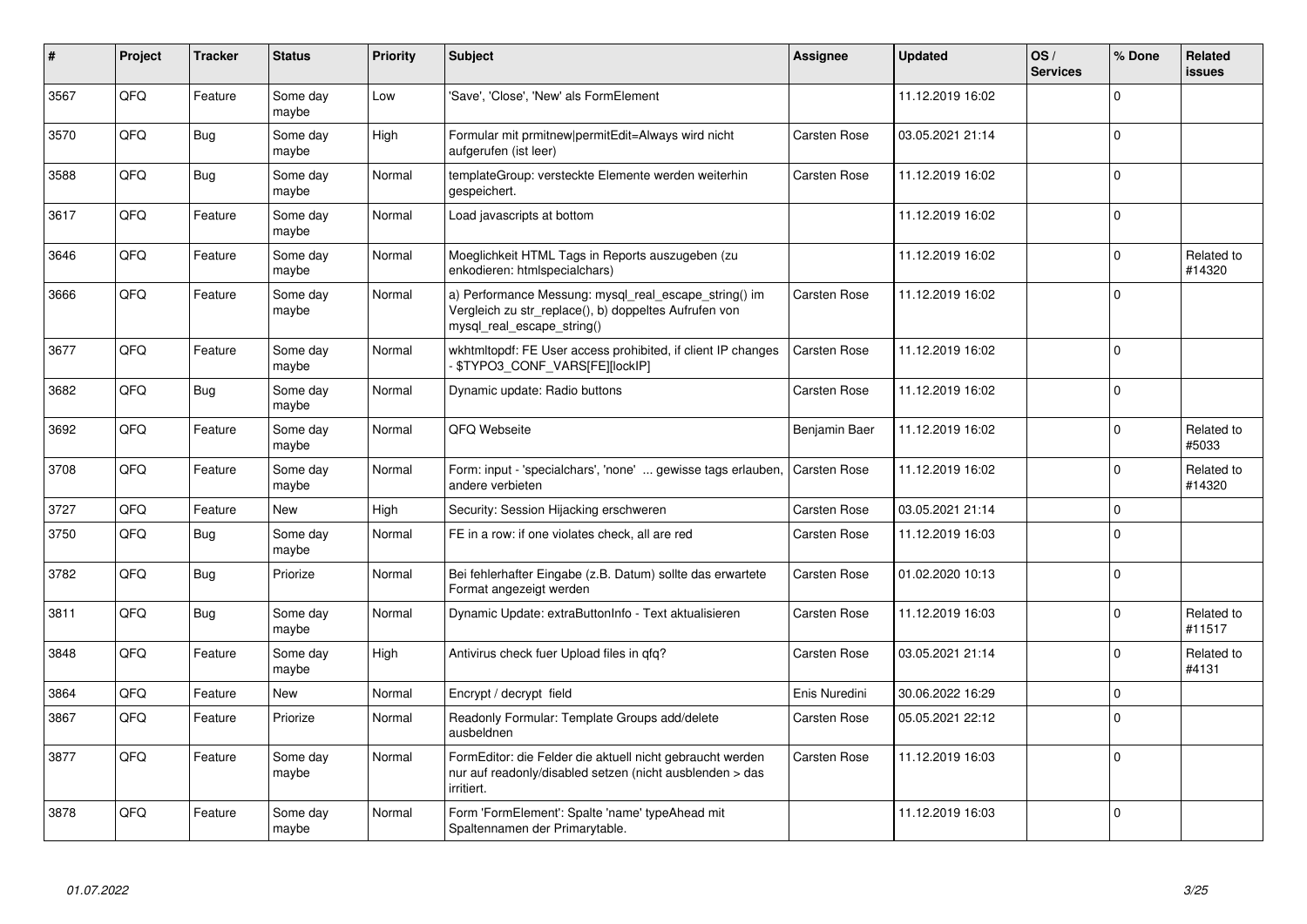| # | Project | Tracker | Status | Priority | Subject | Assignee | Updated | OS / Services | % Done | Related issues |
|---|---|---|---|---|---|---|---|---|---|---|
| 3567 | QFQ | Feature | Some day maybe | Low | 'Save', 'Close', 'New' als FormElement | | 11.12.2019 16:02 | | 0 | |
| 3570 | QFQ | Bug | Some day maybe | High | Formular mit prmitnew\|permitEdit=Always wird nicht aufgerufen (ist leer) | Carsten Rose | 03.05.2021 21:14 | | 0 | |
| 3588 | QFQ | Bug | Some day maybe | Normal | templateGroup: versteckte Elemente werden weiterhin gespeichert. | Carsten Rose | 11.12.2019 16:02 | | 0 | |
| 3617 | QFQ | Feature | Some day maybe | Normal | Load javascripts at bottom | | 11.12.2019 16:02 | | 0 | |
| 3646 | QFQ | Feature | Some day maybe | Normal | Moeglichkeit HTML Tags in Reports auszugeben (zu enkodieren: htmlspecialchars) | | 11.12.2019 16:02 | | 0 | Related to #14320 |
| 3666 | QFQ | Feature | Some day maybe | Normal | a) Performance Messung: mysql_real_escape_string() im Vergleich zu str_replace(), b) doppeltes Aufrufen von mysql_real_escape_string() | Carsten Rose | 11.12.2019 16:02 | | 0 | |
| 3677 | QFQ | Feature | Some day maybe | Normal | wkhtmltopdf: FE User access prohibited, if client IP changes - $TYPO3_CONF_VARS[FE][lockIP] | Carsten Rose | 11.12.2019 16:02 | | 0 | |
| 3682 | QFQ | Bug | Some day maybe | Normal | Dynamic update: Radio buttons | Carsten Rose | 11.12.2019 16:02 | | 0 | |
| 3692 | QFQ | Feature | Some day maybe | Normal | QFQ Webseite | Benjamin Baer | 11.12.2019 16:02 | | 0 | Related to #5033 |
| 3708 | QFQ | Feature | Some day maybe | Normal | Form: input - 'specialchars', 'none' ... gewisse tags erlauben, andere verbieten | Carsten Rose | 11.12.2019 16:02 | | 0 | Related to #14320 |
| 3727 | QFQ | Feature | New | High | Security: Session Hijacking erschweren | Carsten Rose | 03.05.2021 21:14 | | 0 | |
| 3750 | QFQ | Bug | Some day maybe | Normal | FE in a row: if one violates check, all are red | Carsten Rose | 11.12.2019 16:03 | | 0 | |
| 3782 | QFQ | Bug | Priorize | Normal | Bei fehlerhafter Eingabe (z.B. Datum) sollte das erwartete Format angezeigt werden | Carsten Rose | 01.02.2020 10:13 | | 0 | |
| 3811 | QFQ | Bug | Some day maybe | Normal | Dynamic Update: extraButtonInfo - Text aktualisieren | Carsten Rose | 11.12.2019 16:03 | | 0 | Related to #11517 |
| 3848 | QFQ | Feature | Some day maybe | High | Antivirus check fuer Upload files in qfq? | Carsten Rose | 03.05.2021 21:14 | | 0 | Related to #4131 |
| 3864 | QFQ | Feature | New | Normal | Encrypt / decrypt field | Enis Nuredini | 30.06.2022 16:29 | | 0 | |
| 3867 | QFQ | Feature | Priorize | Normal | Readonly Formular: Template Groups add/delete ausbeldnen | Carsten Rose | 05.05.2021 22:12 | | 0 | |
| 3877 | QFQ | Feature | Some day maybe | Normal | FormEditor: die Felder die aktuell nicht gebraucht werden nur auf readonly/disabled setzen (nicht ausblenden > das irritiert. | Carsten Rose | 11.12.2019 16:03 | | 0 | |
| 3878 | QFQ | Feature | Some day maybe | Normal | Form 'FormElement': Spalte 'name' typeAhead mit Spaltennamen der Primarytable. | | 11.12.2019 16:03 | | 0 | |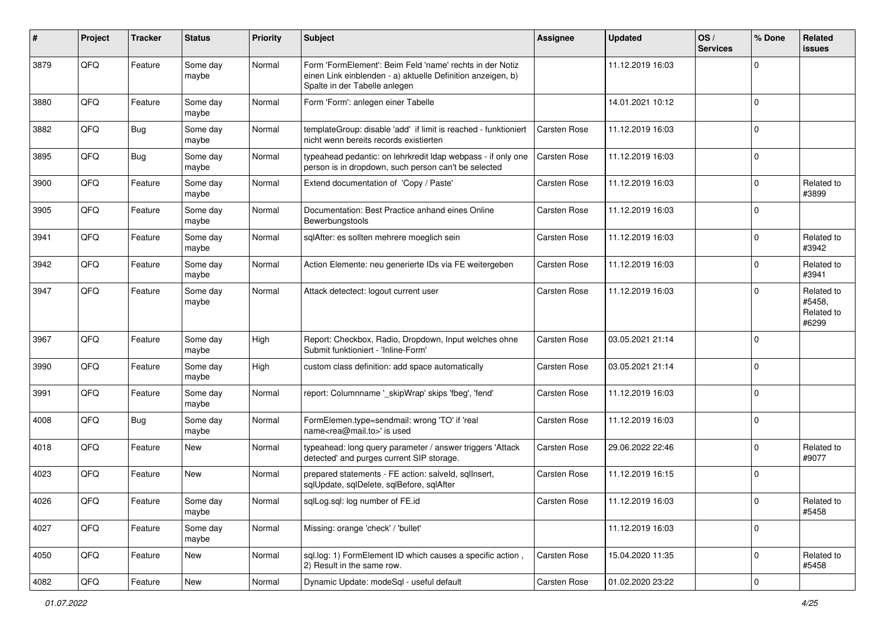| # | Project | Tracker | Status | Priority | Subject | Assignee | Updated | OS / Services | % Done | Related issues |
|---|---|---|---|---|---|---|---|---|---|---|
| 3879 | QFQ | Feature | Some day maybe | Normal | Form 'FormElement': Beim Feld 'name' rechts in der Notiz einen Link einblenden - a) aktuelle Definition anzeigen, b) Spalte in der Tabelle anlegen | | 11.12.2019 16:03 | | 0 | |
| 3880 | QFQ | Feature | Some day maybe | Normal | Form 'Form': anlegen einer Tabelle | | 14.01.2021 10:12 | | 0 | |
| 3882 | QFQ | Bug | Some day maybe | Normal | templateGroup: disable 'add' if limit is reached - funktioniert nicht wenn bereits records existierten | Carsten Rose | 11.12.2019 16:03 | | 0 | |
| 3895 | QFQ | Bug | Some day maybe | Normal | typeahead pedantic: on lehrkredit ldap webpass - if only one person is in dropdown, such person can't be selected | Carsten Rose | 11.12.2019 16:03 | | 0 | |
| 3900 | QFQ | Feature | Some day maybe | Normal | Extend documentation of 'Copy / Paste' | Carsten Rose | 11.12.2019 16:03 | | 0 | Related to #3899 |
| 3905 | QFQ | Feature | Some day maybe | Normal | Documentation: Best Practice anhand eines Online Bewerbungstools | Carsten Rose | 11.12.2019 16:03 | | 0 | |
| 3941 | QFQ | Feature | Some day maybe | Normal | sqlAfter: es sollten mehrere moeglich sein | Carsten Rose | 11.12.2019 16:03 | | 0 | Related to #3942 |
| 3942 | QFQ | Feature | Some day maybe | Normal | Action Elemente: neu generierte IDs via FE weitergeben | Carsten Rose | 11.12.2019 16:03 | | 0 | Related to #3941 |
| 3947 | QFQ | Feature | Some day maybe | Normal | Attack detectect: logout current user | Carsten Rose | 11.12.2019 16:03 | | 0 | Related to #5458, Related to #6299 |
| 3967 | QFQ | Feature | Some day maybe | High | Report: Checkbox, Radio, Dropdown, Input welches ohne Submit funktioniert - 'Inline-Form' | Carsten Rose | 03.05.2021 21:14 | | 0 | |
| 3990 | QFQ | Feature | Some day maybe | High | custom class definition: add space automatically | Carsten Rose | 03.05.2021 21:14 | | 0 | |
| 3991 | QFQ | Feature | Some day maybe | Normal | report: Columnname '_skipWrap' skips 'fbeg', 'fend' | Carsten Rose | 11.12.2019 16:03 | | 0 | |
| 4008 | QFQ | Bug | Some day maybe | Normal | FormElemen.type=sendmail: wrong 'TO' if 'real name<rea@mail.to>' is used | Carsten Rose | 11.12.2019 16:03 | | 0 | |
| 4018 | QFQ | Feature | New | Normal | typeahead: long query parameter / answer triggers 'Attack detected' and purges current SIP storage. | Carsten Rose | 29.06.2022 22:46 | | 0 | Related to #9077 |
| 4023 | QFQ | Feature | New | Normal | prepared statements - FE action: salveld, sqlInsert, sqlUpdate, sqlDelete, sqlBefore, sqlAfter | Carsten Rose | 11.12.2019 16:15 | | 0 | |
| 4026 | QFQ | Feature | Some day maybe | Normal | sqlLog.sql: log number of FE.id | Carsten Rose | 11.12.2019 16:03 | | 0 | Related to #5458 |
| 4027 | QFQ | Feature | Some day maybe | Normal | Missing: orange 'check' / 'bullet' | | 11.12.2019 16:03 | | 0 | |
| 4050 | QFQ | Feature | New | Normal | sql.log: 1) FormElement ID which causes a specific action , 2) Result in the same row. | Carsten Rose | 15.04.2020 11:35 | | 0 | Related to #5458 |
| 4082 | QFQ | Feature | New | Normal | Dynamic Update: modeSql - useful default | Carsten Rose | 01.02.2020 23:22 | | 0 | |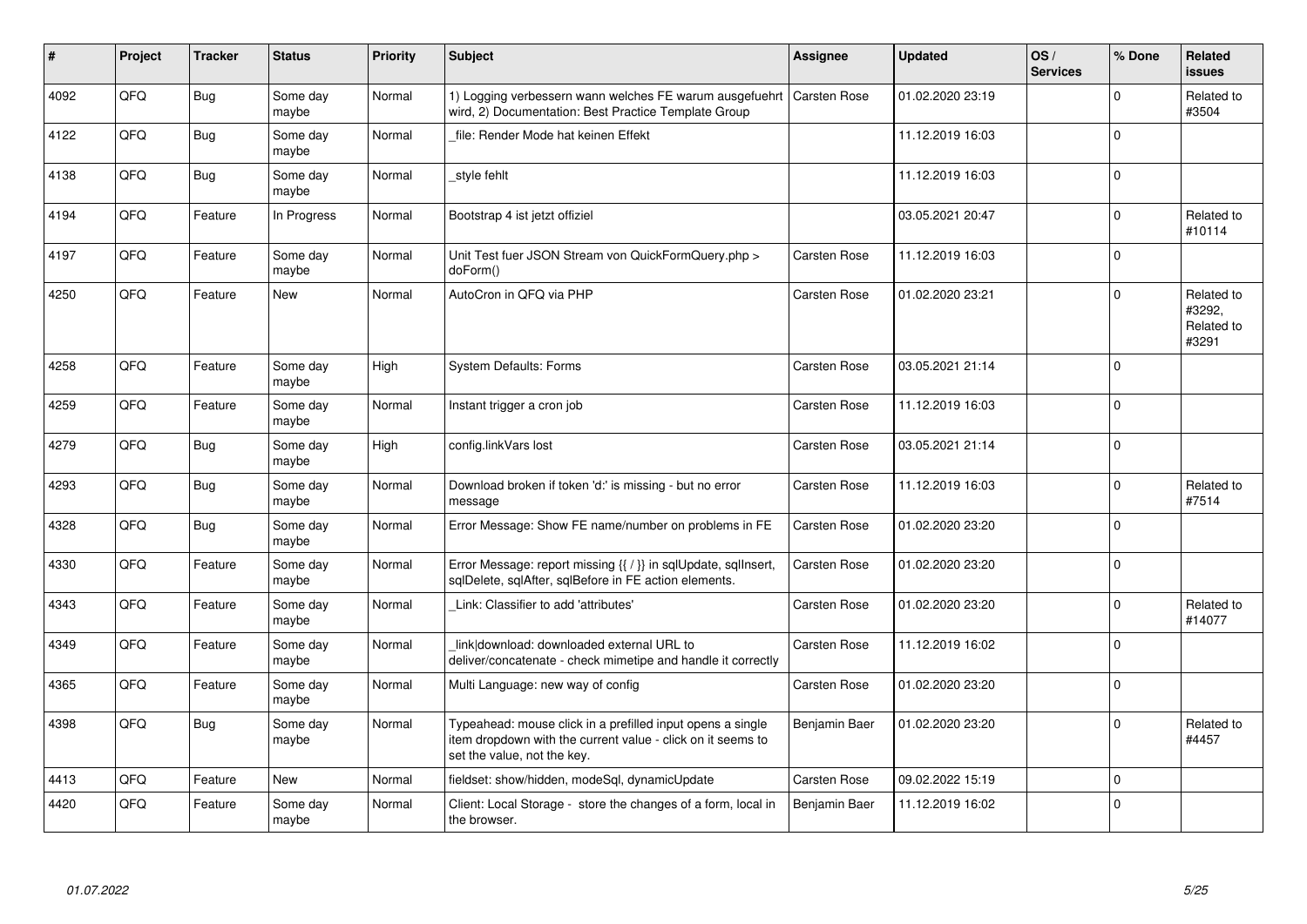| # | Project | Tracker | Status | Priority | Subject | Assignee | Updated | OS / Services | % Done | Related issues |
|---|---|---|---|---|---|---|---|---|---|---|
| 4092 | QFO | Bug | Some day maybe | Normal | 1) Logging verbessern wann welches FE warum ausgefuehrt wird, 2) Documentation: Best Practice Template Group | Carsten Rose | 01.02.2020 23:19 | | 0 | Related to #3504 |
| 4122 | QFO | Bug | Some day maybe | Normal | _file: Render Mode hat keinen Effekt | | 11.12.2019 16:03 | | 0 | |
| 4138 | QFO | Bug | Some day maybe | Normal | _style fehlt | | 11.12.2019 16:03 | | 0 | |
| 4194 | QFO | Feature | In Progress | Normal | Bootstrap 4 ist jetzt offiziel | | 03.05.2021 20:47 | | 0 | Related to #10114 |
| 4197 | QFO | Feature | Some day maybe | Normal | Unit Test fuer JSON Stream von QuickFormQuery.php > doForm() | Carsten Rose | 11.12.2019 16:03 | | 0 | |
| 4250 | QFO | Feature | New | Normal | AutoCron in QFQ via PHP | Carsten Rose | 01.02.2020 23:21 | | 0 | Related to #3292, Related to #3291 |
| 4258 | QFO | Feature | Some day maybe | High | System Defaults: Forms | Carsten Rose | 03.05.2021 21:14 | | 0 | |
| 4259 | QFO | Feature | Some day maybe | Normal | Instant trigger a cron job | Carsten Rose | 11.12.2019 16:03 | | 0 | |
| 4279 | QFO | Bug | Some day maybe | High | config.linkVars lost | Carsten Rose | 03.05.2021 21:14 | | 0 | |
| 4293 | QFO | Bug | Some day maybe | Normal | Download broken if token 'd:' is missing - but no error message | Carsten Rose | 11.12.2019 16:03 | | 0 | Related to #7514 |
| 4328 | QFO | Bug | Some day maybe | Normal | Error Message: Show FE name/number on problems in FE | Carsten Rose | 01.02.2020 23:20 | | 0 | |
| 4330 | QFO | Feature | Some day maybe | Normal | Error Message: report missing {{ / }} in sqlUpdate, sqlInsert, sqlDelete, sqlAfter, sqlBefore in FE action elements. | Carsten Rose | 01.02.2020 23:20 | | 0 | |
| 4343 | QFO | Feature | Some day maybe | Normal | _Link: Classifier to add 'attributes' | Carsten Rose | 01.02.2020 23:20 | | 0 | Related to #14077 |
| 4349 | QFO | Feature | Some day maybe | Normal | _link\|download: downloaded external URL to deliver/concatenate - check mimetipe and handle it correctly | Carsten Rose | 11.12.2019 16:02 | | 0 | |
| 4365 | QFO | Feature | Some day maybe | Normal | Multi Language: new way of config | Carsten Rose | 01.02.2020 23:20 | | 0 | |
| 4398 | QFO | Bug | Some day maybe | Normal | Typeahead: mouse click in a prefilled input opens a single item dropdown with the current value - click on it seems to set the value, not the key. | Benjamin Baer | 01.02.2020 23:20 | | 0 | Related to #4457 |
| 4413 | QFO | Feature | New | Normal | fieldset: show/hidden, modeSql, dynamicUpdate | Carsten Rose | 09.02.2022 15:19 | | 0 | |
| 4420 | QFO | Feature | Some day maybe | Normal | Client: Local Storage - store the changes of a form, local in the browser. | Benjamin Baer | 11.12.2019 16:02 | | 0 | |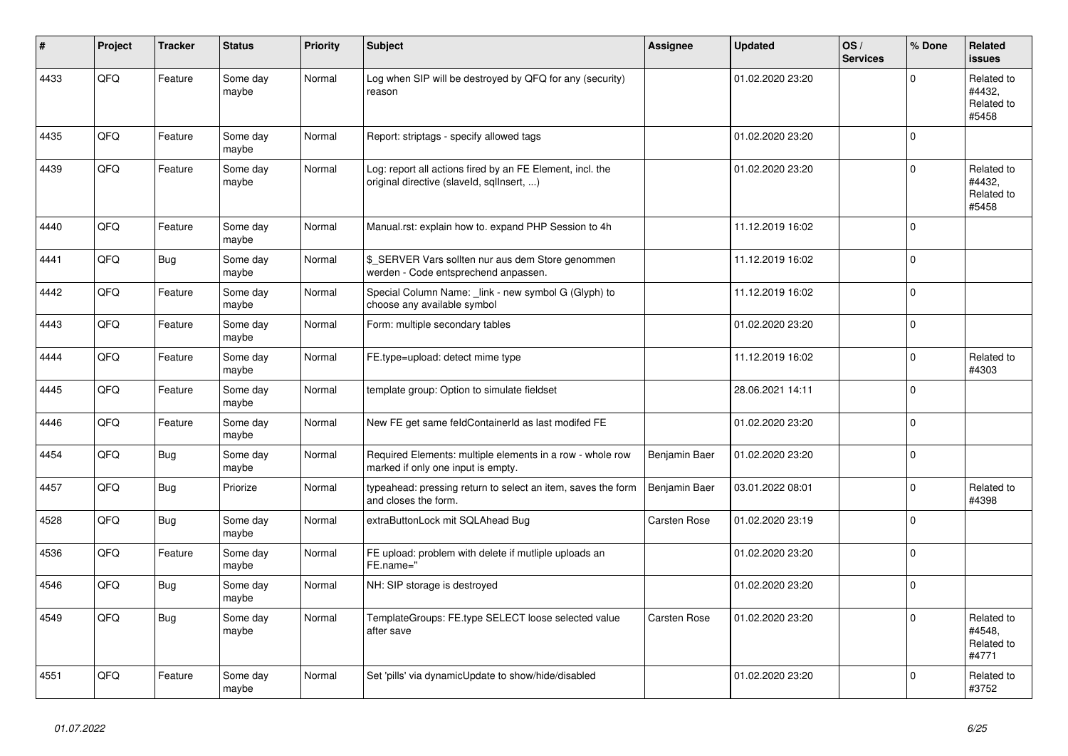| # | Project | Tracker | Status | Priority | Subject | Assignee | Updated | OS / Services | % Done | Related issues |
|---|---|---|---|---|---|---|---|---|---|---|
| 4433 | QFQ | Feature | Some day maybe | Normal | Log when SIP will be destroyed by QFQ for any (security) reason | | 01.02.2020 23:20 | | 0 | Related to #4432, Related to #5458 |
| 4435 | QFQ | Feature | Some day maybe | Normal | Report: striptags - specify allowed tags | | 01.02.2020 23:20 | | 0 | |
| 4439 | QFQ | Feature | Some day maybe | Normal | Log: report all actions fired by an FE Element, incl. the original directive (slaveId, sqlInsert, ...) | | 01.02.2020 23:20 | | 0 | Related to #4432, Related to #5458 |
| 4440 | QFQ | Feature | Some day maybe | Normal | Manual.rst: explain how to. expand PHP Session to 4h | | 11.12.2019 16:02 | | 0 | |
| 4441 | QFQ | Bug | Some day maybe | Normal | $_SERVER Vars sollten nur aus dem Store genommen werden - Code entsprechend anpassen. | | 11.12.2019 16:02 | | 0 | |
| 4442 | QFQ | Feature | Some day maybe | Normal | Special Column Name: _link - new symbol G (Glyph) to choose any available symbol | | 11.12.2019 16:02 | | 0 | |
| 4443 | QFQ | Feature | Some day maybe | Normal | Form: multiple secondary tables | | 01.02.2020 23:20 | | 0 | |
| 4444 | QFQ | Feature | Some day maybe | Normal | FE.type=upload: detect mime type | | 11.12.2019 16:02 | | 0 | Related to #4303 |
| 4445 | QFQ | Feature | Some day maybe | Normal | template group: Option to simulate fieldset | | 28.06.2021 14:11 | | 0 | |
| 4446 | QFQ | Feature | Some day maybe | Normal | New FE get same feldContainerId as last modifed FE | | 01.02.2020 23:20 | | 0 | |
| 4454 | QFQ | Bug | Some day maybe | Normal | Required Elements: multiple elements in a row - whole row marked if only one input is empty. | Benjamin Baer | 01.02.2020 23:20 | | 0 | |
| 4457 | QFQ | Bug | Priorize | Normal | typeahead: pressing return to select an item, saves the form and closes the form. | Benjamin Baer | 03.01.2022 08:01 | | 0 | Related to #4398 |
| 4528 | QFQ | Bug | Some day maybe | Normal | extraButtonLock mit SQLAhead Bug | Carsten Rose | 01.02.2020 23:19 | | 0 | |
| 4536 | QFQ | Feature | Some day maybe | Normal | FE upload: problem with delete if mutliple uploads an FE.name='' | | 01.02.2020 23:20 | | 0 | |
| 4546 | QFQ | Bug | Some day maybe | Normal | NH: SIP storage is destroyed | | 01.02.2020 23:20 | | 0 | |
| 4549 | QFQ | Bug | Some day maybe | Normal | TemplateGroups: FE.type SELECT loose selected value after save | Carsten Rose | 01.02.2020 23:20 | | 0 | Related to #4548, Related to #4771 |
| 4551 | QFQ | Feature | Some day maybe | Normal | Set 'pills' via dynamicUpdate to show/hide/disabled | | 01.02.2020 23:20 | | 0 | Related to #3752 |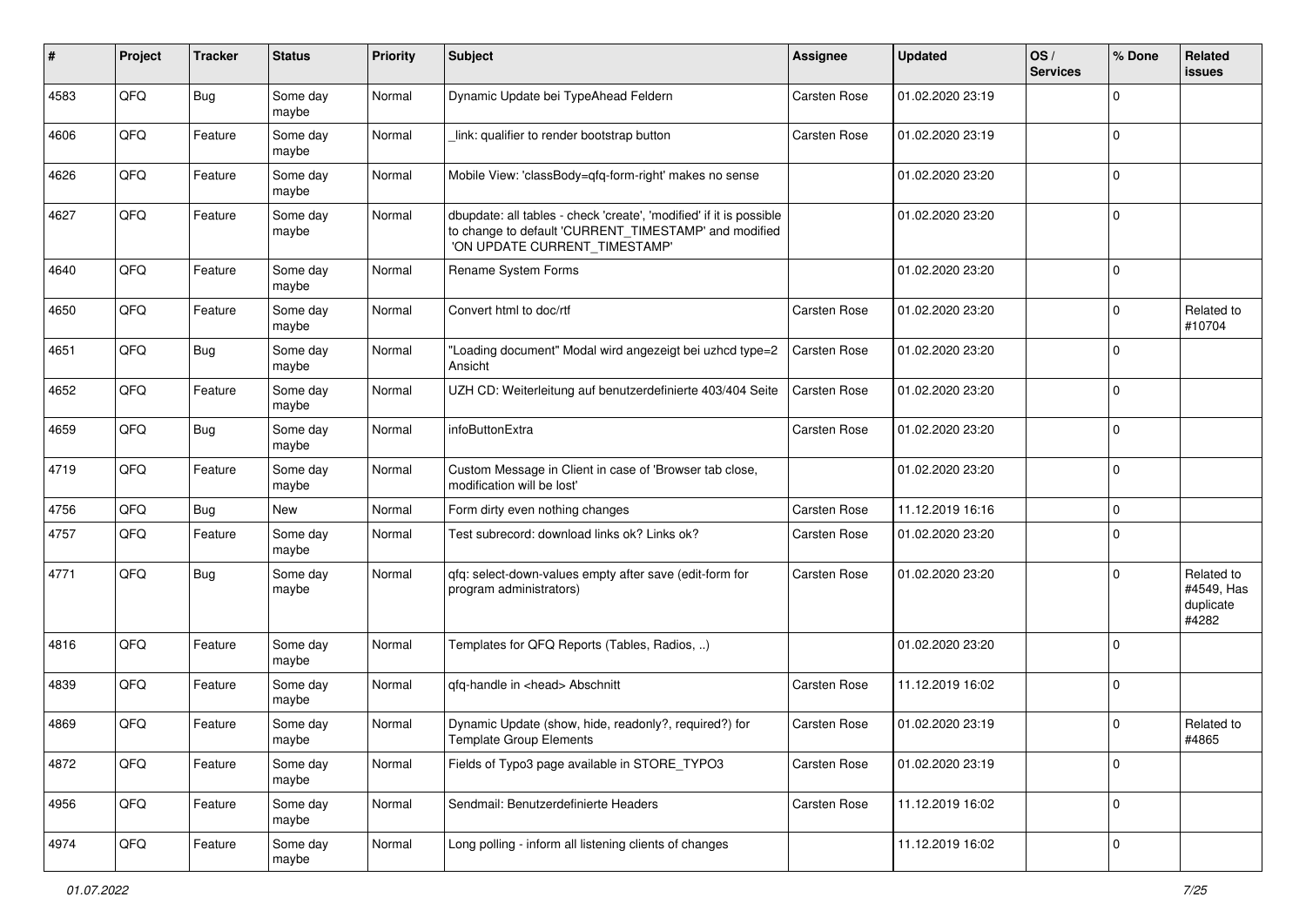| # | Project | Tracker | Status | Priority | Subject | Assignee | Updated | OS / Services | % Done | Related issues |
|---|---|---|---|---|---|---|---|---|---|---|
| 4583 | QFQ | Bug | Some day maybe | Normal | Dynamic Update bei TypeAhead Feldern | Carsten Rose | 01.02.2020 23:19 | | 0 | |
| 4606 | QFQ | Feature | Some day maybe | Normal | _link: qualifier to render bootstrap button | Carsten Rose | 01.02.2020 23:19 | | 0 | |
| 4626 | QFQ | Feature | Some day maybe | Normal | Mobile View: 'classBody=qfq-form-right' makes no sense | | 01.02.2020 23:20 | | 0 | |
| 4627 | QFQ | Feature | Some day maybe | Normal | dbupdate: all tables - check 'create', 'modified' if it is possible to change to default 'CURRENT_TIMESTAMP' and modified 'ON UPDATE CURRENT_TIMESTAMP' | | 01.02.2020 23:20 | | 0 | |
| 4640 | QFQ | Feature | Some day maybe | Normal | Rename System Forms | | 01.02.2020 23:20 | | 0 | |
| 4650 | QFQ | Feature | Some day maybe | Normal | Convert html to doc/rtf | Carsten Rose | 01.02.2020 23:20 | | 0 | Related to #10704 |
| 4651 | QFQ | Bug | Some day maybe | Normal | "Loading document" Modal wird angezeigt bei uzhcd type=2 Ansicht | Carsten Rose | 01.02.2020 23:20 | | 0 | |
| 4652 | QFQ | Feature | Some day maybe | Normal | UZH CD: Weiterleitung auf benutzerdefinierte 403/404 Seite | Carsten Rose | 01.02.2020 23:20 | | 0 | |
| 4659 | QFQ | Bug | Some day maybe | Normal | infoButtonExtra | Carsten Rose | 01.02.2020 23:20 | | 0 | |
| 4719 | QFQ | Feature | Some day maybe | Normal | Custom Message in Client in case of 'Browser tab close, modification will be lost' | | 01.02.2020 23:20 | | 0 | |
| 4756 | QFQ | Bug | New | Normal | Form dirty even nothing changes | Carsten Rose | 11.12.2019 16:16 | | 0 | |
| 4757 | QFQ | Feature | Some day maybe | Normal | Test subrecord: download links ok? Links ok? | Carsten Rose | 01.02.2020 23:20 | | 0 | |
| 4771 | QFQ | Bug | Some day maybe | Normal | qfq: select-down-values empty after save (edit-form for program administrators) | Carsten Rose | 01.02.2020 23:20 | | 0 | Related to #4549, Has duplicate #4282 |
| 4816 | QFQ | Feature | Some day maybe | Normal | Templates for QFQ Reports (Tables, Radios, ..) | | 01.02.2020 23:20 | | 0 | |
| 4839 | QFQ | Feature | Some day maybe | Normal | qfq-handle in <head> Abschnitt | Carsten Rose | 11.12.2019 16:02 | | 0 | |
| 4869 | QFQ | Feature | Some day maybe | Normal | Dynamic Update (show, hide, readonly?, required?) for Template Group Elements | Carsten Rose | 01.02.2020 23:19 | | 0 | Related to #4865 |
| 4872 | QFQ | Feature | Some day maybe | Normal | Fields of Typo3 page available in STORE_TYPO3 | Carsten Rose | 01.02.2020 23:19 | | 0 | |
| 4956 | QFQ | Feature | Some day maybe | Normal | Sendmail: Benutzerdefinierte Headers | Carsten Rose | 11.12.2019 16:02 | | 0 | |
| 4974 | QFQ | Feature | Some day maybe | Normal | Long polling - inform all listening clients of changes | | 11.12.2019 16:02 | | 0 | |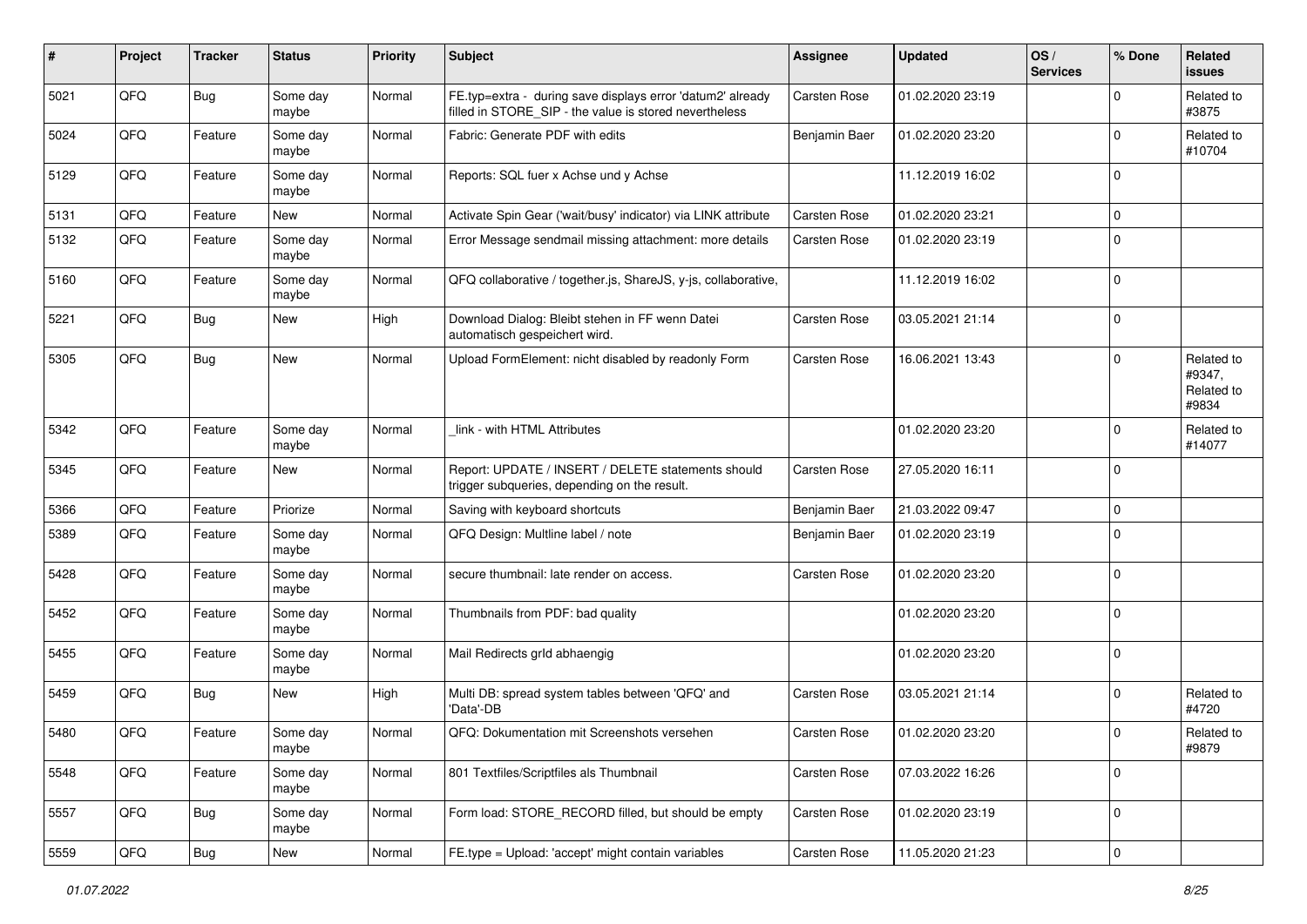| # | Project | Tracker | Status | Priority | Subject | Assignee | Updated | OS / Services | % Done | Related issues |
|---|---|---|---|---|---|---|---|---|---|---|
| 5021 | QFQ | Bug | Some day maybe | Normal | FE.typ=extra - during save displays error 'datum2' already filled in STORE_SIP - the value is stored nevertheless | Carsten Rose | 01.02.2020 23:19 | | 0 | Related to #3875 |
| 5024 | QFQ | Feature | Some day maybe | Normal | Fabric: Generate PDF with edits | Benjamin Baer | 01.02.2020 23:20 | | 0 | Related to #10704 |
| 5129 | QFQ | Feature | Some day maybe | Normal | Reports: SQL fuer x Achse und y Achse | | 11.12.2019 16:02 | | 0 | |
| 5131 | QFQ | Feature | New | Normal | Activate Spin Gear ('wait/busy' indicator) via LINK attribute | Carsten Rose | 01.02.2020 23:21 | | 0 | |
| 5132 | QFQ | Feature | Some day maybe | Normal | Error Message sendmail missing attachment: more details | Carsten Rose | 01.02.2020 23:19 | | 0 | |
| 5160 | QFQ | Feature | Some day maybe | Normal | QFQ collaborative / together.js, ShareJS, y-js, collaborative, | | 11.12.2019 16:02 | | 0 | |
| 5221 | QFQ | Bug | New | High | Download Dialog: Bleibt stehen in FF wenn Datei automatisch gespeichert wird. | Carsten Rose | 03.05.2021 21:14 | | 0 | |
| 5305 | QFQ | Bug | New | Normal | Upload FormElement: nicht disabled by readonly Form | Carsten Rose | 16.06.2021 13:43 | | 0 | Related to #9347, Related to #9834 |
| 5342 | QFQ | Feature | Some day maybe | Normal | _link - with HTML Attributes | | 01.02.2020 23:20 | | 0 | Related to #14077 |
| 5345 | QFQ | Feature | New | Normal | Report: UPDATE / INSERT / DELETE statements should trigger subqueries, depending on the result. | Carsten Rose | 27.05.2020 16:11 | | 0 | |
| 5366 | QFQ | Feature | Priorize | Normal | Saving with keyboard shortcuts | Benjamin Baer | 21.03.2022 09:47 | | 0 | |
| 5389 | QFQ | Feature | Some day maybe | Normal | QFQ Design: Multline label / note | Benjamin Baer | 01.02.2020 23:19 | | 0 | |
| 5428 | QFQ | Feature | Some day maybe | Normal | secure thumbnail: late render on access. | Carsten Rose | 01.02.2020 23:20 | | 0 | |
| 5452 | QFQ | Feature | Some day maybe | Normal | Thumbnails from PDF: bad quality | | 01.02.2020 23:20 | | 0 | |
| 5455 | QFQ | Feature | Some day maybe | Normal | Mail Redirects grId abhaengig | | 01.02.2020 23:20 | | 0 | |
| 5459 | QFQ | Bug | New | High | Multi DB: spread system tables between 'QFQ' and 'Data'-DB | Carsten Rose | 03.05.2021 21:14 | | 0 | Related to #4720 |
| 5480 | QFQ | Feature | Some day maybe | Normal | QFQ: Dokumentation mit Screenshots versehen | Carsten Rose | 01.02.2020 23:20 | | 0 | Related to #9879 |
| 5548 | QFQ | Feature | Some day maybe | Normal | 801 Textfiles/Scriptfiles als Thumbnail | Carsten Rose | 07.03.2022 16:26 | | 0 | |
| 5557 | QFQ | Bug | Some day maybe | Normal | Form load: STORE_RECORD filled, but should be empty | Carsten Rose | 01.02.2020 23:19 | | 0 | |
| 5559 | QFQ | Bug | New | Normal | FE.type = Upload: 'accept' might contain variables | Carsten Rose | 11.05.2020 21:23 | | 0 | |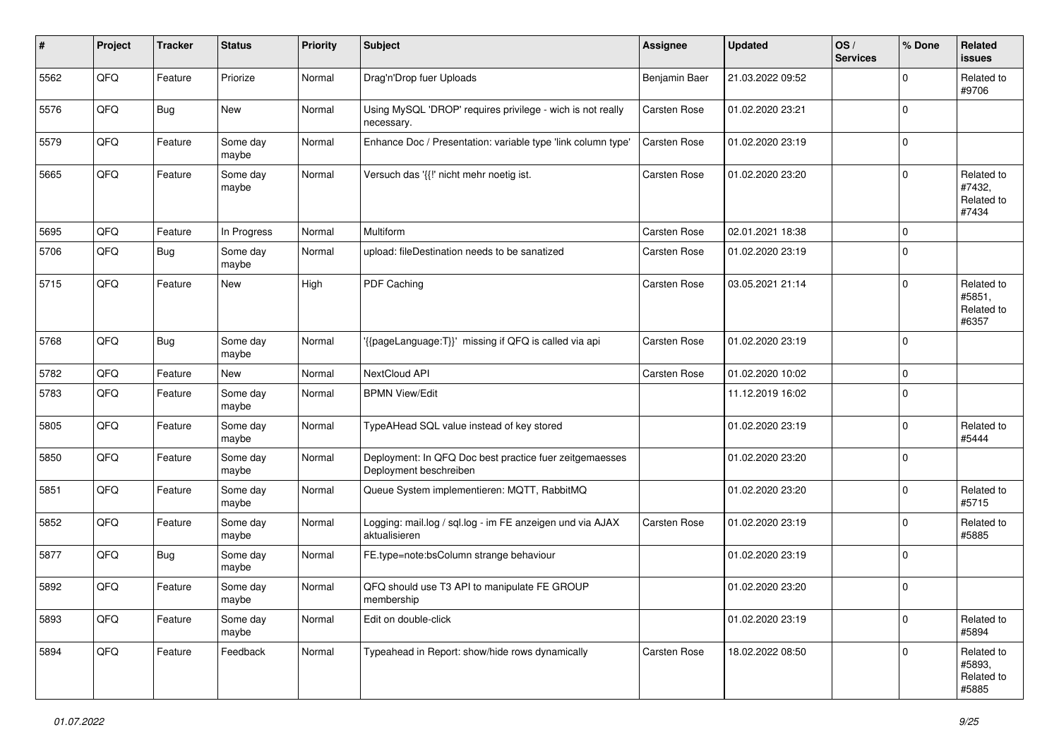| # | Project | Tracker | Status | Priority | Subject | Assignee | Updated | OS / Services | % Done | Related issues |
|---|---|---|---|---|---|---|---|---|---|---|
| 5562 | QFQ | Feature | Priorize | Normal | Drag'n'Drop fuer Uploads | Benjamin Baer | 21.03.2022 09:52 | | 0 | Related to #9706 |
| 5576 | QFQ | Bug | New | Normal | Using MySQL 'DROP' requires privilege - wich is not really necessary. | Carsten Rose | 01.02.2020 23:21 | | 0 | |
| 5579 | QFQ | Feature | Some day maybe | Normal | Enhance Doc / Presentation: variable type 'link column type' | Carsten Rose | 01.02.2020 23:19 | | 0 | |
| 5665 | QFQ | Feature | Some day maybe | Normal | Versuch das '{{!' nicht mehr noetig ist. | Carsten Rose | 01.02.2020 23:20 | | 0 | Related to #7432, Related to #7434 |
| 5695 | QFQ | Feature | In Progress | Normal | Multiform | Carsten Rose | 02.01.2021 18:38 | | 0 | |
| 5706 | QFQ | Bug | Some day maybe | Normal | upload: fileDestination needs to be sanatized | Carsten Rose | 01.02.2020 23:19 | | 0 | |
| 5715 | QFQ | Feature | New | High | PDF Caching | Carsten Rose | 03.05.2021 21:14 | | 0 | Related to #5851, Related to #6357 |
| 5768 | QFQ | Bug | Some day maybe | Normal | '{{pageLanguage:T}}' missing if QFQ is called via api | Carsten Rose | 01.02.2020 23:19 | | 0 | |
| 5782 | QFQ | Feature | New | Normal | NextCloud API | Carsten Rose | 01.02.2020 10:02 | | 0 | |
| 5783 | QFQ | Feature | Some day maybe | Normal | BPMN View/Edit | | 11.12.2019 16:02 | | 0 | |
| 5805 | QFQ | Feature | Some day maybe | Normal | TypeAHead SQL value instead of key stored | | 01.02.2020 23:19 | | 0 | Related to #5444 |
| 5850 | QFQ | Feature | Some day maybe | Normal | Deployment: In QFQ Doc best practice fuer zeitgemaesses Deployment beschreiben | | 01.02.2020 23:20 | | 0 | |
| 5851 | QFQ | Feature | Some day maybe | Normal | Queue System implementieren: MQTT, RabbitMQ | | 01.02.2020 23:20 | | 0 | Related to #5715 |
| 5852 | QFQ | Feature | Some day maybe | Normal | Logging: mail.log / sql.log - im FE anzeigen und via AJAX aktualisieren | Carsten Rose | 01.02.2020 23:19 | | 0 | Related to #5885 |
| 5877 | QFQ | Bug | Some day maybe | Normal | FE.type=note:bsColumn strange behaviour | | 01.02.2020 23:19 | | 0 | |
| 5892 | QFQ | Feature | Some day maybe | Normal | QFQ should use T3 API to manipulate FE GROUP membership | | 01.02.2020 23:20 | | 0 | |
| 5893 | QFQ | Feature | Some day maybe | Normal | Edit on double-click | | 01.02.2020 23:19 | | 0 | Related to #5894 |
| 5894 | QFQ | Feature | Feedback | Normal | Typeahead in Report: show/hide rows dynamically | Carsten Rose | 18.02.2022 08:50 | | 0 | Related to #5893, Related to #5885 |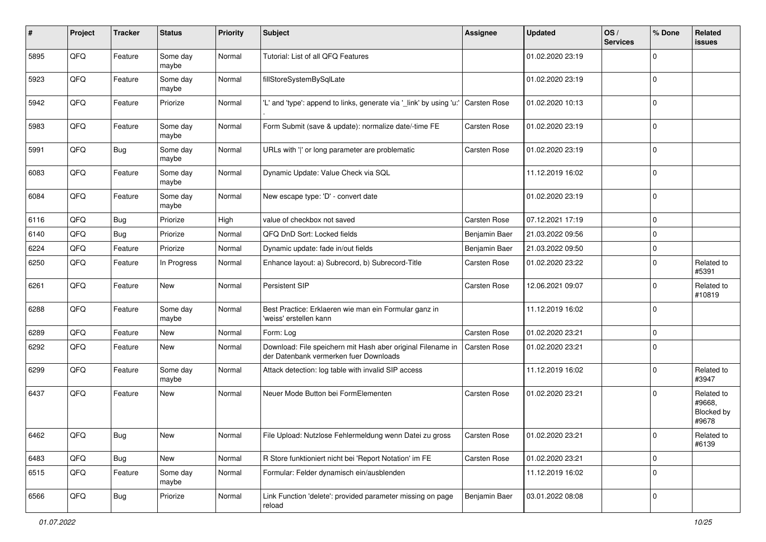| # | Project | Tracker | Status | Priority | Subject | Assignee | Updated | OS / Services | % Done | Related issues |
|---|---|---|---|---|---|---|---|---|---|---|
| 5895 | QFQ | Feature | Some day maybe | Normal | Tutorial: List of all QFQ Features | | 01.02.2020 23:19 | | 0 | |
| 5923 | QFQ | Feature | Some day maybe | Normal | fillStoreSystemBySqlLate | | 01.02.2020 23:19 | | 0 | |
| 5942 | QFQ | Feature | Priorize | Normal | 'L' and 'type': append to links, generate via '_link' by using 'u:' . | Carsten Rose | 01.02.2020 10:13 | | 0 | |
| 5983 | QFQ | Feature | Some day maybe | Normal | Form Submit (save & update): normalize date/-time FE | Carsten Rose | 01.02.2020 23:19 | | 0 | |
| 5991 | QFQ | Bug | Some day maybe | Normal | URLs with '\|' or long parameter are problematic | Carsten Rose | 01.02.2020 23:19 | | 0 | |
| 6083 | QFQ | Feature | Some day maybe | Normal | Dynamic Update: Value Check via SQL | | 11.12.2019 16:02 | | 0 | |
| 6084 | QFQ | Feature | Some day maybe | Normal | New escape type: 'D' - convert date | | 01.02.2020 23:19 | | 0 | |
| 6116 | QFQ | Bug | Priorize | High | value of checkbox not saved | Carsten Rose | 07.12.2021 17:19 | | 0 | |
| 6140 | QFQ | Bug | Priorize | Normal | QFQ DnD Sort: Locked fields | Benjamin Baer | 21.03.2022 09:56 | | 0 | |
| 6224 | QFQ | Feature | Priorize | Normal | Dynamic update: fade in/out fields | Benjamin Baer | 21.03.2022 09:50 | | 0 | |
| 6250 | QFQ | Feature | In Progress | Normal | Enhance layout: a) Subrecord, b) Subrecord-Title | Carsten Rose | 01.02.2020 23:22 | | 0 | Related to #5391 |
| 6261 | QFQ | Feature | New | Normal | Persistent SIP | Carsten Rose | 12.06.2021 09:07 | | 0 | Related to #10819 |
| 6288 | QFQ | Feature | Some day maybe | Normal | Best Practice: Erklaeren wie man ein Formular ganz in 'weiss' erstellen kann | | 11.12.2019 16:02 | | 0 | |
| 6289 | QFQ | Feature | New | Normal | Form: Log | Carsten Rose | 01.02.2020 23:21 | | 0 | |
| 6292 | QFQ | Feature | New | Normal | Download: File speichern mit Hash aber original Filename in der Datenbank vermerken fuer Downloads | Carsten Rose | 01.02.2020 23:21 | | 0 | |
| 6299 | QFQ | Feature | Some day maybe | Normal | Attack detection: log table with invalid SIP access | | 11.12.2019 16:02 | | 0 | Related to #3947 |
| 6437 | QFQ | Feature | New | Normal | Neuer Mode Button bei FormElementen | Carsten Rose | 01.02.2020 23:21 | | 0 | Related to #9668, Blocked by #9678 |
| 6462 | QFQ | Bug | New | Normal | File Upload: Nutzlose Fehlermeldung wenn Datei zu gross | Carsten Rose | 01.02.2020 23:21 | | 0 | Related to #6139 |
| 6483 | QFQ | Bug | New | Normal | R Store funktioniert nicht bei 'Report Notation' im FE | Carsten Rose | 01.02.2020 23:21 | | 0 | |
| 6515 | QFQ | Feature | Some day maybe | Normal | Formular: Felder dynamisch ein/ausblenden | | 11.12.2019 16:02 | | 0 | |
| 6566 | QFQ | Bug | Priorize | Normal | Link Function 'delete': provided parameter missing on page reload | Benjamin Baer | 03.01.2022 08:08 | | 0 | |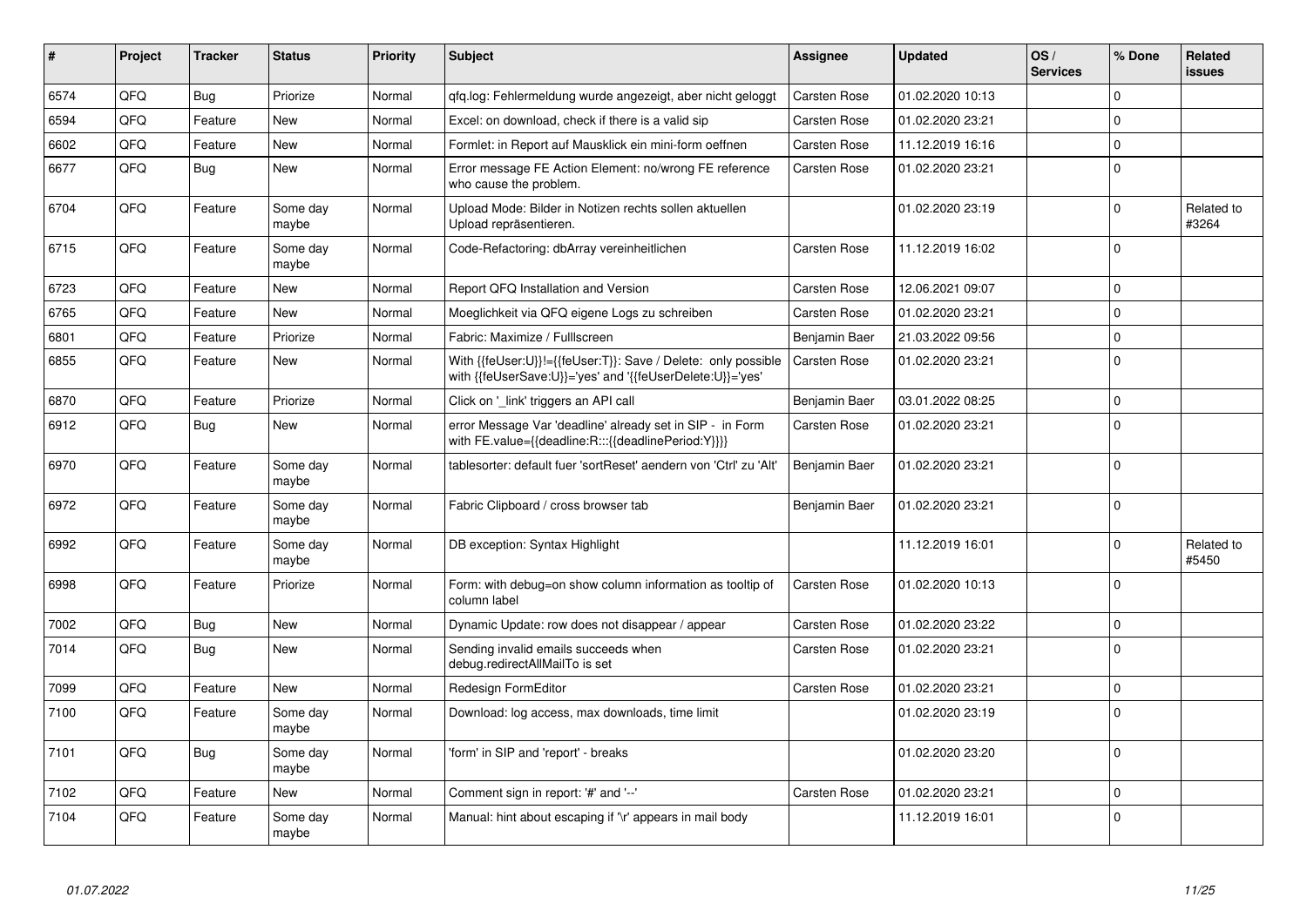| # | Project | Tracker | Status | Priority | Subject | Assignee | Updated | OS / Services | % Done | Related issues |
|---|---|---|---|---|---|---|---|---|---|---|
| 6574 | QFQ | Bug | Priorize | Normal | qfq.log: Fehlermeldung wurde angezeigt, aber nicht geloggt | Carsten Rose | 01.02.2020 10:13 | | 0 | |
| 6594 | QFQ | Feature | New | Normal | Excel: on download, check if there is a valid sip | Carsten Rose | 01.02.2020 23:21 | | 0 | |
| 6602 | QFQ | Feature | New | Normal | Formlet: in Report auf Mausklick ein mini-form oeffnen | Carsten Rose | 11.12.2019 16:16 | | 0 | |
| 6677 | QFQ | Bug | New | Normal | Error message FE Action Element: no/wrong FE reference who cause the problem. | Carsten Rose | 01.02.2020 23:21 | | 0 | |
| 6704 | QFQ | Feature | Some day maybe | Normal | Upload Mode: Bilder in Notizen rechts sollen aktuellen Upload repräsentieren. | | 01.02.2020 23:19 | | 0 | Related to #3264 |
| 6715 | QFQ | Feature | Some day maybe | Normal | Code-Refactoring: dbArray vereinheitlichen | Carsten Rose | 11.12.2019 16:02 | | 0 | |
| 6723 | QFQ | Feature | New | Normal | Report QFQ Installation and Version | Carsten Rose | 12.06.2021 09:07 | | 0 | |
| 6765 | QFQ | Feature | New | Normal | Moeglichkeit via QFQ eigene Logs zu schreiben | Carsten Rose | 01.02.2020 23:21 | | 0 | |
| 6801 | QFQ | Feature | Priorize | Normal | Fabric: Maximize / Fulllscreen | Benjamin Baer | 21.03.2022 09:56 | | 0 | |
| 6855 | QFQ | Feature | New | Normal | With {{feUser:U}}!={{feUser:T}}: Save / Delete: only possible with {{feUserSave:U}}='yes' and '{{feUserDelete:U}}='yes' | Carsten Rose | 01.02.2020 23:21 | | 0 | |
| 6870 | QFQ | Feature | Priorize | Normal | Click on '_link' triggers an API call | Benjamin Baer | 03.01.2022 08:25 | | 0 | |
| 6912 | QFQ | Bug | New | Normal | error Message Var 'deadline' already set in SIP - in Form with FE.value={{deadline:R:::{{deadlinePeriod:Y}}}} | Carsten Rose | 01.02.2020 23:21 | | 0 | |
| 6970 | QFQ | Feature | Some day maybe | Normal | tablesorter: default fuer 'sortReset' aendern von 'Ctrl' zu 'Alt' | Benjamin Baer | 01.02.2020 23:21 | | 0 | |
| 6972 | QFQ | Feature | Some day maybe | Normal | Fabric Clipboard / cross browser tab | Benjamin Baer | 01.02.2020 23:21 | | 0 | |
| 6992 | QFQ | Feature | Some day maybe | Normal | DB exception: Syntax Highlight | | 11.12.2019 16:01 | | 0 | Related to #5450 |
| 6998 | QFQ | Feature | Priorize | Normal | Form: with debug=on show column information as tooltip of column label | Carsten Rose | 01.02.2020 10:13 | | 0 | |
| 7002 | QFQ | Bug | New | Normal | Dynamic Update: row does not disappear / appear | Carsten Rose | 01.02.2020 23:22 | | 0 | |
| 7014 | QFQ | Bug | New | Normal | Sending invalid emails succeeds when debug.redirectAllMailTo is set | Carsten Rose | 01.02.2020 23:21 | | 0 | |
| 7099 | QFQ | Feature | New | Normal | Redesign FormEditor | Carsten Rose | 01.02.2020 23:21 | | 0 | |
| 7100 | QFQ | Feature | Some day maybe | Normal | Download: log access, max downloads, time limit | | 01.02.2020 23:19 | | 0 | |
| 7101 | QFQ | Bug | Some day maybe | Normal | 'form' in SIP and 'report' - breaks | | 01.02.2020 23:20 | | 0 | |
| 7102 | QFQ | Feature | New | Normal | Comment sign in report: '#' and '--' | Carsten Rose | 01.02.2020 23:21 | | 0 | |
| 7104 | QFQ | Feature | Some day maybe | Normal | Manual: hint about escaping if '\r' appears in mail body | | 11.12.2019 16:01 | | 0 | |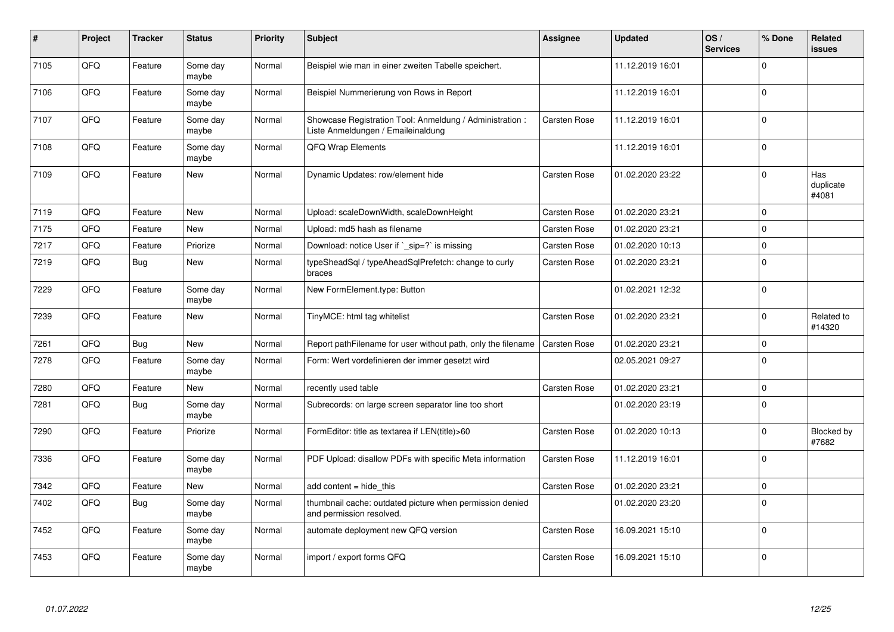| # | Project | Tracker | Status | Priority | Subject | Assignee | Updated | OS / Services | % Done | Related issues |
|---|---|---|---|---|---|---|---|---|---|---|
| 7105 | QFQ | Feature | Some day maybe | Normal | Beispiel wie man in einer zweiten Tabelle speichert. | | 11.12.2019 16:01 | | 0 | |
| 7106 | QFQ | Feature | Some day maybe | Normal | Beispiel Nummerierung von Rows in Report | | 11.12.2019 16:01 | | 0 | |
| 7107 | QFQ | Feature | Some day maybe | Normal | Showcase Registration Tool: Anmeldung / Administration : Liste Anmeldungen / Emaileinaldung | Carsten Rose | 11.12.2019 16:01 | | 0 | |
| 7108 | QFQ | Feature | Some day maybe | Normal | QFQ Wrap Elements | | 11.12.2019 16:01 | | 0 | |
| 7109 | QFQ | Feature | New | Normal | Dynamic Updates: row/element hide | Carsten Rose | 01.02.2020 23:22 | | 0 | Has duplicate #4081 |
| 7119 | QFQ | Feature | New | Normal | Upload: scaleDownWidth, scaleDownHeight | Carsten Rose | 01.02.2020 23:21 | | 0 | |
| 7175 | QFQ | Feature | New | Normal | Upload: md5 hash as filename | Carsten Rose | 01.02.2020 23:21 | | 0 | |
| 7217 | QFQ | Feature | Priorize | Normal | Download: notice User if `_sip=?` is missing | Carsten Rose | 01.02.2020 10:13 | | 0 | |
| 7219 | QFQ | Bug | New | Normal | typeSheadSql / typeAheadSqlPrefetch: change to curly braces | Carsten Rose | 01.02.2020 23:21 | | 0 | |
| 7229 | QFQ | Feature | Some day maybe | Normal | New FormElement.type: Button | | 01.02.2021 12:32 | | 0 | |
| 7239 | QFQ | Feature | New | Normal | TinyMCE: html tag whitelist | Carsten Rose | 01.02.2020 23:21 | | 0 | Related to #14320 |
| 7261 | QFQ | Bug | New | Normal | Report pathFilename for user without path, only the filename | Carsten Rose | 01.02.2020 23:21 | | 0 | |
| 7278 | QFQ | Feature | Some day maybe | Normal | Form: Wert vordefinieren der immer gesetzt wird | | 02.05.2021 09:27 | | 0 | |
| 7280 | QFQ | Feature | New | Normal | recently used table | Carsten Rose | 01.02.2020 23:21 | | 0 | |
| 7281 | QFQ | Bug | Some day maybe | Normal | Subrecords: on large screen separator line too short | | 01.02.2020 23:19 | | 0 | |
| 7290 | QFQ | Feature | Priorize | Normal | FormEditor: title as textarea if LEN(title)>60 | Carsten Rose | 01.02.2020 10:13 | | 0 | Blocked by #7682 |
| 7336 | QFQ | Feature | Some day maybe | Normal | PDF Upload: disallow PDFs with specific Meta information | Carsten Rose | 11.12.2019 16:01 | | 0 | |
| 7342 | QFQ | Feature | New | Normal | add content = hide_this | Carsten Rose | 01.02.2020 23:21 | | 0 | |
| 7402 | QFQ | Bug | Some day maybe | Normal | thumbnail cache: outdated picture when permission denied and permission resolved. | | 01.02.2020 23:20 | | 0 | |
| 7452 | QFQ | Feature | Some day maybe | Normal | automate deployment new QFQ version | Carsten Rose | 16.09.2021 15:10 | | 0 | |
| 7453 | QFQ | Feature | Some day maybe | Normal | import / export forms QFQ | Carsten Rose | 16.09.2021 15:10 | | 0 | |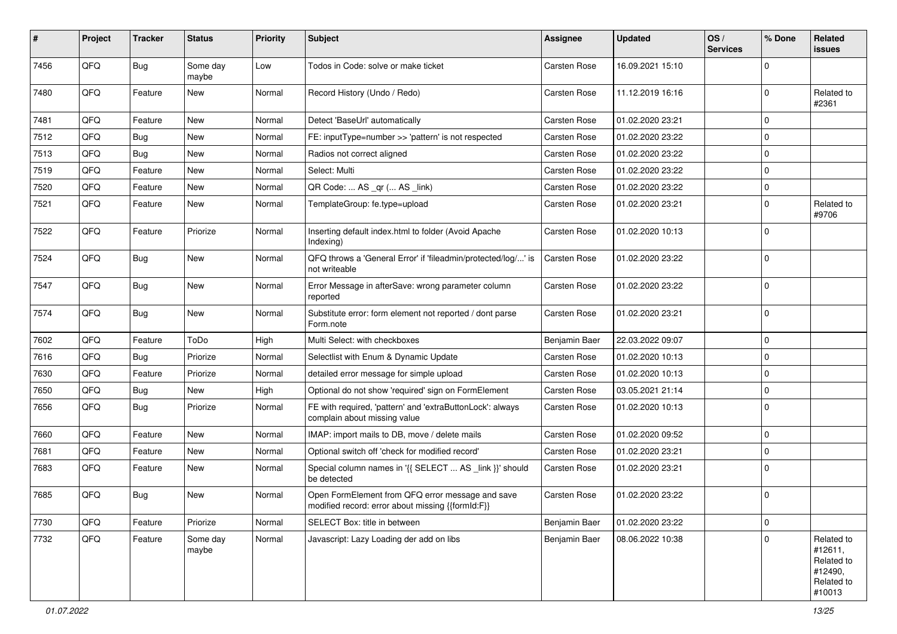| # | Project | Tracker | Status | Priority | Subject | Assignee | Updated | OS / Services | % Done | Related issues |
|---|---|---|---|---|---|---|---|---|---|---|
| 7456 | QFQ | Bug | Some day maybe | Low | Todos in Code: solve or make ticket | Carsten Rose | 16.09.2021 15:10 | | 0 | |
| 7480 | QFQ | Feature | New | Normal | Record History (Undo / Redo) | Carsten Rose | 11.12.2019 16:16 | | 0 | Related to #2361 |
| 7481 | QFQ | Feature | New | Normal | Detect 'BaseUrl' automatically | Carsten Rose | 01.02.2020 23:21 | | 0 | |
| 7512 | QFQ | Bug | New | Normal | FE: inputType=number >> 'pattern' is not respected | Carsten Rose | 01.02.2020 23:22 | | 0 | |
| 7513 | QFQ | Bug | New | Normal | Radios not correct aligned | Carsten Rose | 01.02.2020 23:22 | | 0 | |
| 7519 | QFQ | Feature | New | Normal | Select: Multi | Carsten Rose | 01.02.2020 23:22 | | 0 | |
| 7520 | QFQ | Feature | New | Normal | QR Code: ... AS _qr (... AS _link) | Carsten Rose | 01.02.2020 23:22 | | 0 | |
| 7521 | QFQ | Feature | New | Normal | TemplateGroup: fe.type=upload | Carsten Rose | 01.02.2020 23:21 | | 0 | Related to #9706 |
| 7522 | QFQ | Feature | Priorize | Normal | Inserting default index.html to folder (Avoid Apache Indexing) | Carsten Rose | 01.02.2020 10:13 | | 0 | |
| 7524 | QFQ | Bug | New | Normal | QFQ throws a 'General Error' if 'fileadmin/protected/log/...' is not writeable | Carsten Rose | 01.02.2020 23:22 | | 0 | |
| 7547 | QFQ | Bug | New | Normal | Error Message in afterSave: wrong parameter column reported | Carsten Rose | 01.02.2020 23:22 | | 0 | |
| 7574 | QFQ | Bug | New | Normal | Substitute error: form element not reported / dont parse Form.note | Carsten Rose | 01.02.2020 23:21 | | 0 | |
| 7602 | QFQ | Feature | ToDo | High | Multi Select: with checkboxes | Benjamin Baer | 22.03.2022 09:07 | | 0 | |
| 7616 | QFQ | Bug | Priorize | Normal | Selectlist with Enum & Dynamic Update | Carsten Rose | 01.02.2020 10:13 | | 0 | |
| 7630 | QFQ | Feature | Priorize | Normal | detailed error message for simple upload | Carsten Rose | 01.02.2020 10:13 | | 0 | |
| 7650 | QFQ | Bug | New | High | Optional do not show 'required' sign on FormElement | Carsten Rose | 03.05.2021 21:14 | | 0 | |
| 7656 | QFQ | Bug | Priorize | Normal | FE with required, 'pattern' and 'extraButtonLock': always complain about missing value | Carsten Rose | 01.02.2020 10:13 | | 0 | |
| 7660 | QFQ | Feature | New | Normal | IMAP: import mails to DB, move / delete mails | Carsten Rose | 01.02.2020 09:52 | | 0 | |
| 7681 | QFQ | Feature | New | Normal | Optional switch off 'check for modified record' | Carsten Rose | 01.02.2020 23:21 | | 0 | |
| 7683 | QFQ | Feature | New | Normal | Special column names in '{{ SELECT ... AS _link }}' should be detected | Carsten Rose | 01.02.2020 23:21 | | 0 | |
| 7685 | QFQ | Bug | New | Normal | Open FormElement from QFQ error message and save modified record: error about missing {{formId:F}} | Carsten Rose | 01.02.2020 23:22 | | 0 | |
| 7730 | QFQ | Feature | Priorize | Normal | SELECT Box: title in between | Benjamin Baer | 01.02.2020 23:22 | | 0 | |
| 7732 | QFQ | Feature | Some day maybe | Normal | Javascript: Lazy Loading der add on libs | Benjamin Baer | 08.06.2022 10:38 | | 0 | Related to #12611, Related to #12490, Related to #10013 |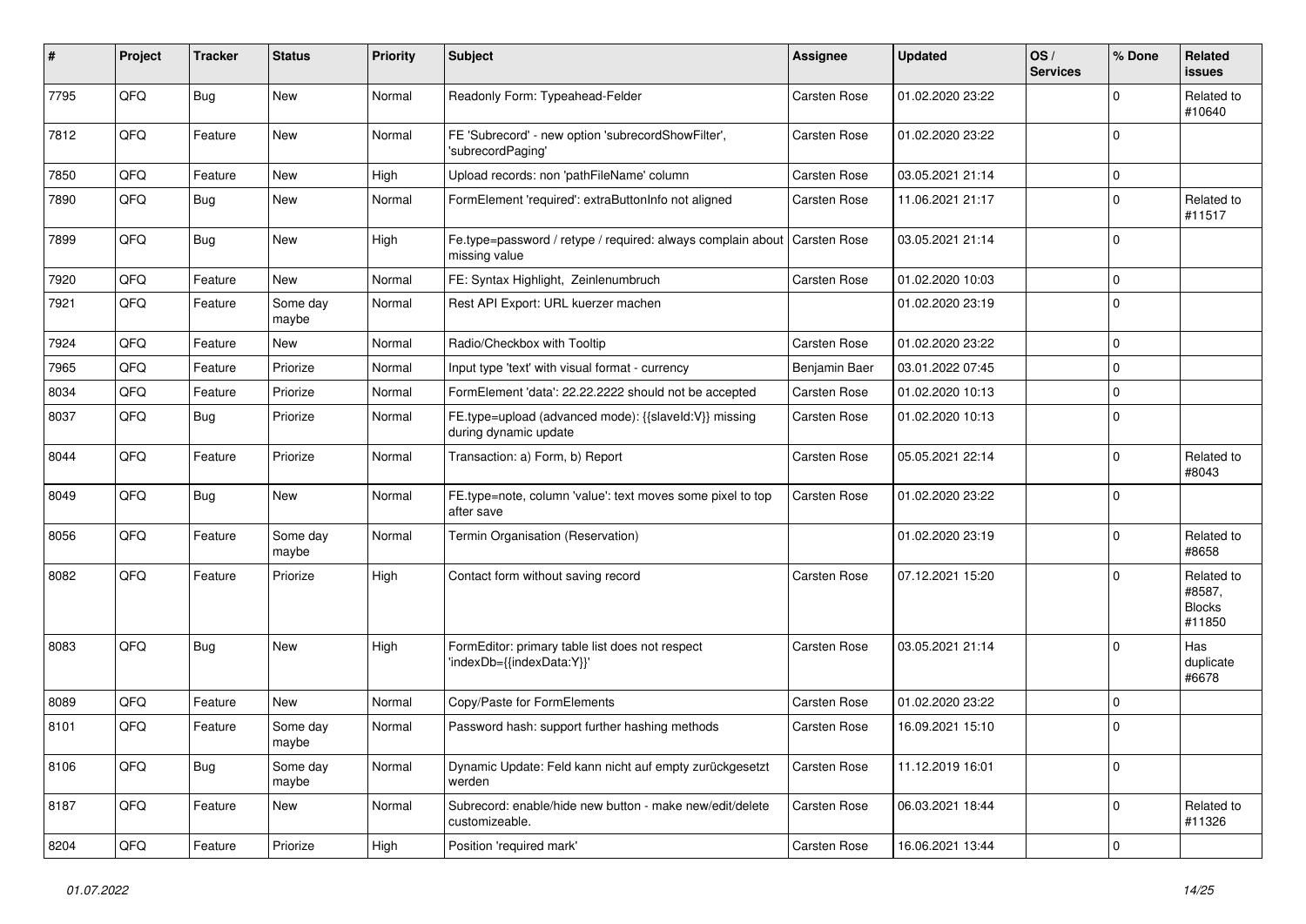| # | Project | Tracker | Status | Priority | Subject | Assignee | Updated | OS / Services | % Done | Related issues |
|---|---|---|---|---|---|---|---|---|---|---|
| 7795 | QFQ | Bug | New | Normal | Readonly Form: Typeahead-Felder | Carsten Rose | 01.02.2020 23:22 | | 0 | Related to #10640 |
| 7812 | QFQ | Feature | New | Normal | FE 'Subrecord' - new option 'subrecordShowFilter', 'subrecordPaging' | Carsten Rose | 01.02.2020 23:22 | | 0 | |
| 7850 | QFQ | Feature | New | High | Upload records: non 'pathFileName' column | Carsten Rose | 03.05.2021 21:14 | | 0 | |
| 7890 | QFQ | Bug | New | Normal | FormElement 'required': extraButtonInfo not aligned | Carsten Rose | 11.06.2021 21:17 | | 0 | Related to #11517 |
| 7899 | QFQ | Bug | New | High | Fe.type=password / retype / required: always complain about missing value | Carsten Rose | 03.05.2021 21:14 | | 0 | |
| 7920 | QFQ | Feature | New | Normal | FE: Syntax Highlight, Zeilenumbruch | Carsten Rose | 01.02.2020 10:03 | | 0 | |
| 7921 | QFQ | Feature | Some day maybe | Normal | Rest API Export: URL kuerzer machen | | 01.02.2020 23:19 | | 0 | |
| 7924 | QFQ | Feature | New | Normal | Radio/Checkbox with Tooltip | Carsten Rose | 01.02.2020 23:22 | | 0 | |
| 7965 | QFQ | Feature | Priorize | Normal | Input type 'text' with visual format - currency | Benjamin Baer | 03.01.2022 07:45 | | 0 | |
| 8034 | QFQ | Feature | Priorize | Normal | FormElement 'data': 22.22.2222 should not be accepted | Carsten Rose | 01.02.2020 10:13 | | 0 | |
| 8037 | QFQ | Bug | Priorize | Normal | FE.type=upload (advanced mode): {{slaveId:V}} missing during dynamic update | Carsten Rose | 01.02.2020 10:13 | | 0 | |
| 8044 | QFQ | Feature | Priorize | Normal | Transaction: a) Form, b) Report | Carsten Rose | 05.05.2021 22:14 | | 0 | Related to #8043 |
| 8049 | QFQ | Bug | New | Normal | FE.type=note, column 'value': text moves some pixel to top after save | Carsten Rose | 01.02.2020 23:22 | | 0 | |
| 8056 | QFQ | Feature | Some day maybe | Normal | Termin Organisation (Reservation) | | 01.02.2020 23:19 | | 0 | Related to #8658 |
| 8082 | QFQ | Feature | Priorize | High | Contact form without saving record | Carsten Rose | 07.12.2021 15:20 | | 0 | Related to #8587, Blocks #11850 |
| 8083 | QFQ | Bug | New | High | FormEditor: primary table list does not respect 'indexDb={{indexData:Y}}' | Carsten Rose | 03.05.2021 21:14 | | 0 | Has duplicate #6678 |
| 8089 | QFQ | Feature | New | Normal | Copy/Paste for FormElements | Carsten Rose | 01.02.2020 23:22 | | 0 | |
| 8101 | QFQ | Feature | Some day maybe | Normal | Password hash: support further hashing methods | Carsten Rose | 16.09.2021 15:10 | | 0 | |
| 8106 | QFQ | Bug | Some day maybe | Normal | Dynamic Update: Feld kann nicht auf empty zurückgesetzt werden | Carsten Rose | 11.12.2019 16:01 | | 0 | |
| 8187 | QFQ | Feature | New | Normal | Subrecord: enable/hide new button - make new/edit/delete customizeable. | Carsten Rose | 06.03.2021 18:44 | | 0 | Related to #11326 |
| 8204 | QFQ | Feature | Priorize | High | Position 'required mark' | Carsten Rose | 16.06.2021 13:44 | | 0 | |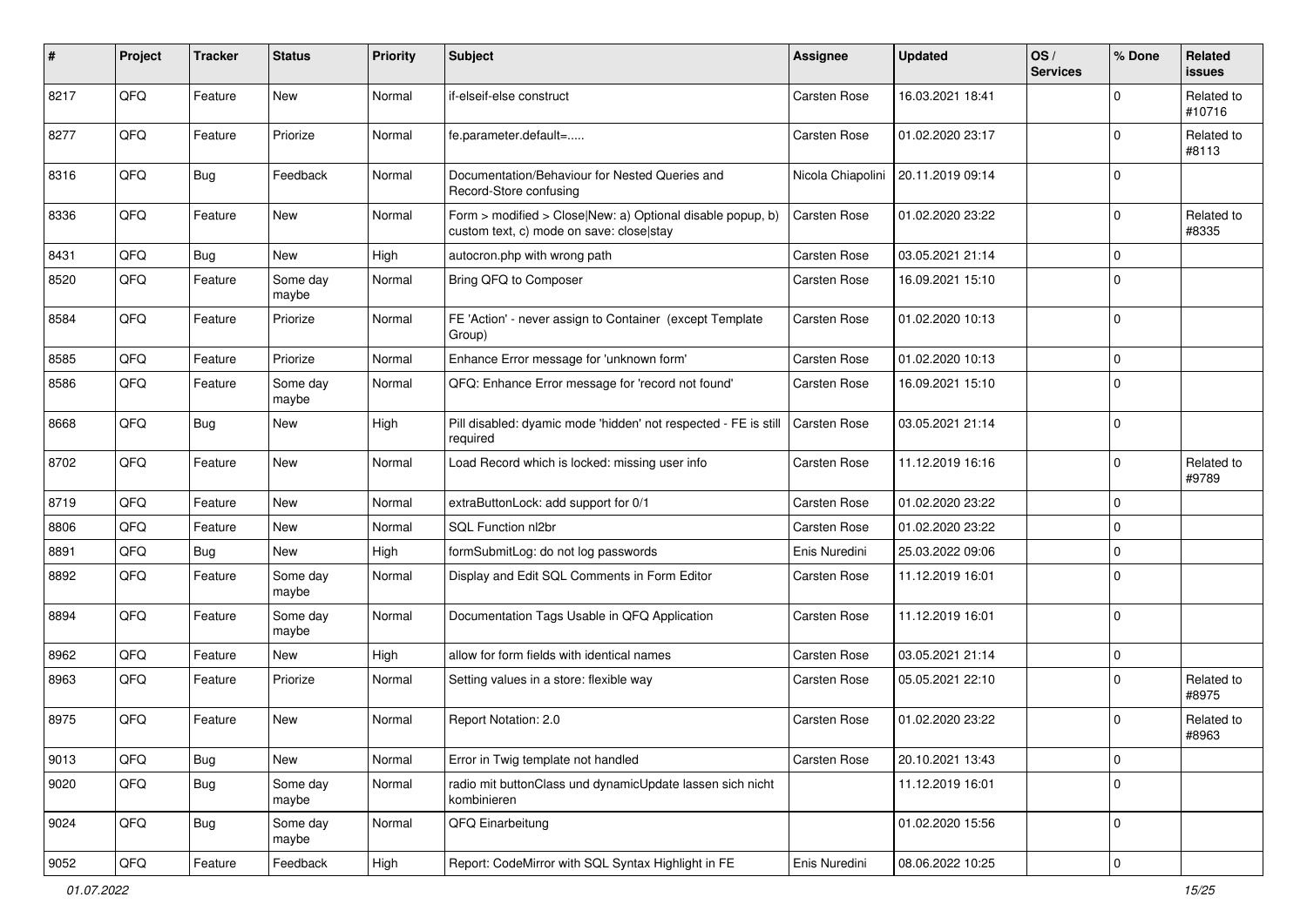| # | Project | Tracker | Status | Priority | Subject | Assignee | Updated | OS / Services | % Done | Related issues |
|---|---|---|---|---|---|---|---|---|---|---|
| 8217 | QFQ | Feature | New | Normal | if-elseif-else construct | Carsten Rose | 16.03.2021 18:41 | | 0 | Related to #10716 |
| 8277 | QFQ | Feature | Priorize | Normal | fe.parameter.default=..... | Carsten Rose | 01.02.2020 23:17 | | 0 | Related to #8113 |
| 8316 | QFQ | Bug | Feedback | Normal | Documentation/Behaviour for Nested Queries and Record-Store confusing | Nicola Chiapolini | 20.11.2019 09:14 | | 0 | |
| 8336 | QFQ | Feature | New | Normal | Form > modified > Close\|New: a) Optional disable popup, b) custom text, c) mode on save: close\|stay | Carsten Rose | 01.02.2020 23:22 | | 0 | Related to #8335 |
| 8431 | QFQ | Bug | New | High | autocron.php with wrong path | Carsten Rose | 03.05.2021 21:14 | | 0 | |
| 8520 | QFQ | Feature | Some day maybe | Normal | Bring QFQ to Composer | Carsten Rose | 16.09.2021 15:10 | | 0 | |
| 8584 | QFQ | Feature | Priorize | Normal | FE 'Action' - never assign to Container (except Template Group) | Carsten Rose | 01.02.2020 10:13 | | 0 | |
| 8585 | QFQ | Feature | Priorize | Normal | Enhance Error message for 'unknown form' | Carsten Rose | 01.02.2020 10:13 | | 0 | |
| 8586 | QFQ | Feature | Some day maybe | Normal | QFQ: Enhance Error message for 'record not found' | Carsten Rose | 16.09.2021 15:10 | | 0 | |
| 8668 | QFQ | Bug | New | High | Pill disabled: dyamic mode 'hidden' not respected - FE is still required | Carsten Rose | 03.05.2021 21:14 | | 0 | |
| 8702 | QFQ | Feature | New | Normal | Load Record which is locked: missing user info | Carsten Rose | 11.12.2019 16:16 | | 0 | Related to #9789 |
| 8719 | QFQ | Feature | New | Normal | extraButtonLock: add support for 0/1 | Carsten Rose | 01.02.2020 23:22 | | 0 | |
| 8806 | QFQ | Feature | New | Normal | SQL Function nl2br | Carsten Rose | 01.02.2020 23:22 | | 0 | |
| 8891 | QFQ | Bug | New | High | formSubmitLog: do not log passwords | Enis Nuredini | 25.03.2022 09:06 | | 0 | |
| 8892 | QFQ | Feature | Some day maybe | Normal | Display and Edit SQL Comments in Form Editor | Carsten Rose | 11.12.2019 16:01 | | 0 | |
| 8894 | QFQ | Feature | Some day maybe | Normal | Documentation Tags Usable in QFQ Application | Carsten Rose | 11.12.2019 16:01 | | 0 | |
| 8962 | QFQ | Feature | New | High | allow for form fields with identical names | Carsten Rose | 03.05.2021 21:14 | | 0 | |
| 8963 | QFQ | Feature | Priorize | Normal | Setting values in a store: flexible way | Carsten Rose | 05.05.2021 22:10 | | 0 | Related to #8975 |
| 8975 | QFQ | Feature | New | Normal | Report Notation: 2.0 | Carsten Rose | 01.02.2020 23:22 | | 0 | Related to #8963 |
| 9013 | QFQ | Bug | New | Normal | Error in Twig template not handled | Carsten Rose | 20.10.2021 13:43 | | 0 | |
| 9020 | QFQ | Bug | Some day maybe | Normal | radio mit buttonClass und dynamicUpdate lassen sich nicht kombinieren | | 11.12.2019 16:01 | | 0 | |
| 9024 | QFQ | Bug | Some day maybe | Normal | QFQ Einarbeitung | | 01.02.2020 15:56 | | 0 | |
| 9052 | QFQ | Feature | Feedback | High | Report: CodeMirror with SQL Syntax Highlight in FE | Enis Nuredini | 08.06.2022 10:25 | | 0 | |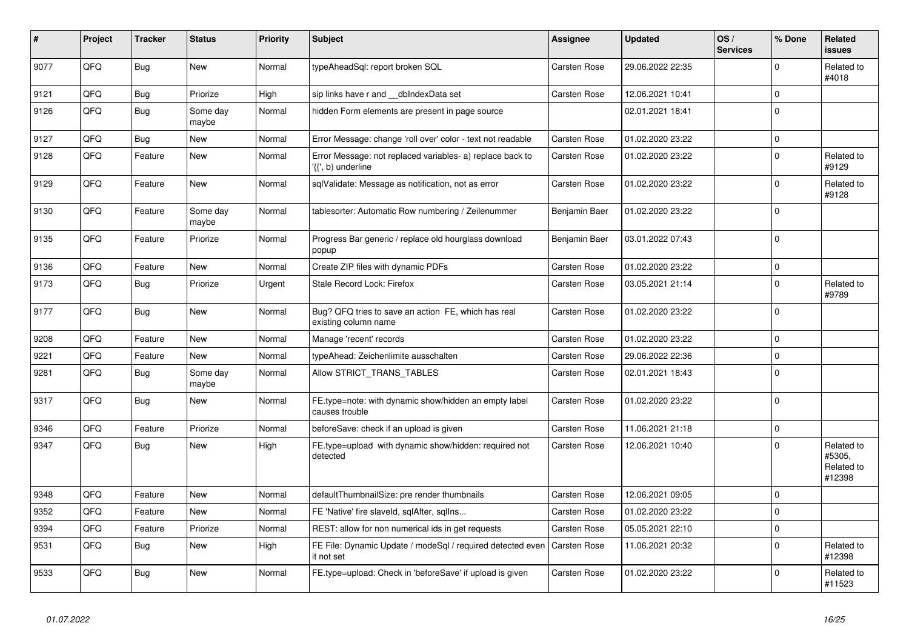| # | Project | Tracker | Status | Priority | Subject | Assignee | Updated | OS / Services | % Done | Related issues |
|---|---|---|---|---|---|---|---|---|---|---|
| 9077 | QFQ | Bug | New | Normal | typeAheadSql: report broken SQL | Carsten Rose | 29.06.2022 22:35 | | 0 | Related to #4018 |
| 9121 | QFQ | Bug | Priorize | High | sip links have r and __dbIndexData set | Carsten Rose | 12.06.2021 10:41 | | 0 | |
| 9126 | QFQ | Bug | Some day maybe | Normal | hidden Form elements are present in page source | | 02.01.2021 18:41 | | 0 | |
| 9127 | QFQ | Bug | New | Normal | Error Message: change 'roll over' color - text not readable | Carsten Rose | 01.02.2020 23:22 | | 0 | |
| 9128 | QFQ | Feature | New | Normal | Error Message: not replaced variables- a) replace back to '{{', b) underline | Carsten Rose | 01.02.2020 23:22 | | 0 | Related to #9129 |
| 9129 | QFQ | Feature | New | Normal | sqlValidate: Message as notification, not as error | Carsten Rose | 01.02.2020 23:22 | | 0 | Related to #9128 |
| 9130 | QFQ | Feature | Some day maybe | Normal | tablesorter: Automatic Row numbering / Zeilenummer | Benjamin Baer | 01.02.2020 23:22 | | 0 | |
| 9135 | QFQ | Feature | Priorize | Normal | Progress Bar generic / replace old hourglass download popup | Benjamin Baer | 03.01.2022 07:43 | | 0 | |
| 9136 | QFQ | Feature | New | Normal | Create ZIP files with dynamic PDFs | Carsten Rose | 01.02.2020 23:22 | | 0 | |
| 9173 | QFQ | Bug | Priorize | Urgent | Stale Record Lock: Firefox | Carsten Rose | 03.05.2021 21:14 | | 0 | Related to #9789 |
| 9177 | QFQ | Bug | New | Normal | Bug? QFQ tries to save an action FE, which has real existing column name | Carsten Rose | 01.02.2020 23:22 | | 0 | |
| 9208 | QFQ | Feature | New | Normal | Manage 'recent' records | Carsten Rose | 01.02.2020 23:22 | | 0 | |
| 9221 | QFQ | Feature | New | Normal | typeAhead: Zeichenlimite ausschalten | Carsten Rose | 29.06.2022 22:36 | | 0 | |
| 9281 | QFQ | Bug | Some day maybe | Normal | Allow STRICT_TRANS_TABLES | Carsten Rose | 02.01.2021 18:43 | | 0 | |
| 9317 | QFQ | Bug | New | Normal | FE.type=note: with dynamic show/hidden an empty label causes trouble | Carsten Rose | 01.02.2020 23:22 | | 0 | |
| 9346 | QFQ | Feature | Priorize | Normal | beforeSave: check if an upload is given | Carsten Rose | 11.06.2021 21:18 | | 0 | |
| 9347 | QFQ | Bug | New | High | FE.type=upload with dynamic show/hidden: required not detected | Carsten Rose | 12.06.2021 10:40 | | 0 | Related to #5305, Related to #12398 |
| 9348 | QFQ | Feature | New | Normal | defaultThumbnailSize: pre render thumbnails | Carsten Rose | 12.06.2021 09:05 | | 0 | |
| 9352 | QFQ | Feature | New | Normal | FE 'Native' fire slaveId, sqlAfter, sqlIns... | Carsten Rose | 01.02.2020 23:22 | | 0 | |
| 9394 | QFQ | Feature | Priorize | Normal | REST: allow for non numerical ids in get requests | Carsten Rose | 05.05.2021 22:10 | | 0 | |
| 9531 | QFQ | Bug | New | High | FE File: Dynamic Update / modeSql / required detected even it not set | Carsten Rose | 11.06.2021 20:32 | | 0 | Related to #12398 |
| 9533 | QFQ | Bug | New | Normal | FE.type=upload: Check in 'beforeSave' if upload is given | Carsten Rose | 01.02.2020 23:22 | | 0 | Related to #11523 |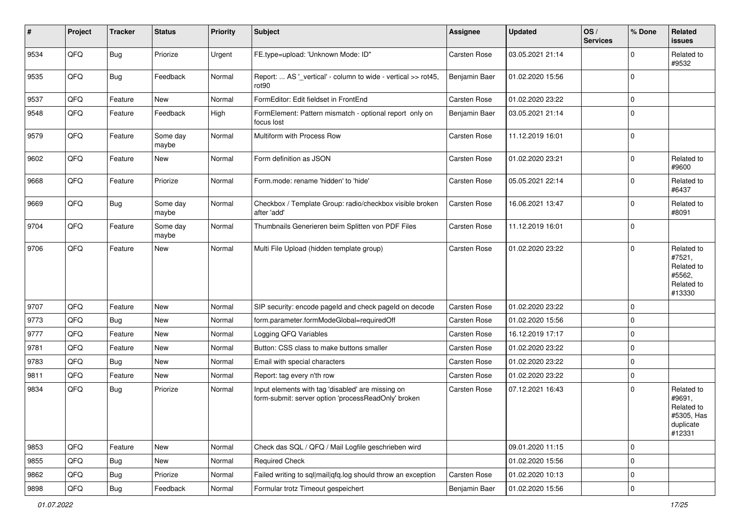| # | Project | Tracker | Status | Priority | Subject | Assignee | Updated | OS / Services | % Done | Related issues |
|---|---|---|---|---|---|---|---|---|---|---|
| 9534 | QFQ | Bug | Priorize | Urgent | FE.type=upload: 'Unknown Mode: ID" | Carsten Rose | 03.05.2021 21:14 | | 0 | Related to #9532 |
| 9535 | QFQ | Bug | Feedback | Normal | Report: ... AS '_vertical' - column to wide - vertical >> rot45, rot90 | Benjamin Baer | 01.02.2020 15:56 | | 0 | |
| 9537 | QFQ | Feature | New | Normal | FormEditor: Edit fieldset in FrontEnd | Carsten Rose | 01.02.2020 23:22 | | 0 | |
| 9548 | QFQ | Feature | Feedback | High | FormElement: Pattern mismatch - optional report only on focus lost | Benjamin Baer | 03.05.2021 21:14 | | 0 | |
| 9579 | QFQ | Feature | Some day maybe | Normal | Multiform with Process Row | Carsten Rose | 11.12.2019 16:01 | | 0 | |
| 9602 | QFQ | Feature | New | Normal | Form definition as JSON | Carsten Rose | 01.02.2020 23:21 | | 0 | Related to #9600 |
| 9668 | QFQ | Feature | Priorize | Normal | Form.mode: rename 'hidden' to 'hide' | Carsten Rose | 05.05.2021 22:14 | | 0 | Related to #6437 |
| 9669 | QFQ | Bug | Some day maybe | Normal | Checkbox / Template Group: radio/checkbox visible broken after 'add' | Carsten Rose | 16.06.2021 13:47 | | 0 | Related to #8091 |
| 9704 | QFQ | Feature | Some day maybe | Normal | Thumbnails Generieren beim Splitten von PDF Files | Carsten Rose | 11.12.2019 16:01 | | 0 | |
| 9706 | QFQ | Feature | New | Normal | Multi File Upload (hidden template group) | Carsten Rose | 01.02.2020 23:22 | | 0 | Related to #7521, Related to #5562, Related to #13330 |
| 9707 | QFQ | Feature | New | Normal | SIP security: encode pageId and check pageId on decode | Carsten Rose | 01.02.2020 23:22 | | 0 | |
| 9773 | QFQ | Bug | New | Normal | form.parameter.formModeGlobal=requiredOff | Carsten Rose | 01.02.2020 15:56 | | 0 | |
| 9777 | QFQ | Feature | New | Normal | Logging QFQ Variables | Carsten Rose | 16.12.2019 17:17 | | 0 | |
| 9781 | QFQ | Feature | New | Normal | Button: CSS class to make buttons smaller | Carsten Rose | 01.02.2020 23:22 | | 0 | |
| 9783 | QFQ | Bug | New | Normal | Email with special characters | Carsten Rose | 01.02.2020 23:22 | | 0 | |
| 9811 | QFQ | Feature | New | Normal | Report: tag every n'th row | Carsten Rose | 01.02.2020 23:22 | | 0 | |
| 9834 | QFQ | Bug | Priorize | Normal | Input elements with tag 'disabled' are missing on form-submit: server option 'processReadOnly' broken | Carsten Rose | 07.12.2021 16:43 | | 0 | Related to #9691, Related to #5305, Has duplicate #12331 |
| 9853 | QFQ | Feature | New | Normal | Check das SQL / QFQ / Mail Logfile geschrieben wird | | 09.01.2020 11:15 | | 0 | |
| 9855 | QFQ | Bug | New | Normal | Required Check | | 01.02.2020 15:56 | | 0 | |
| 9862 | QFQ | Bug | Priorize | Normal | Failed writing to sql\|mail\|qfq.log should throw an exception | Carsten Rose | 01.02.2020 10:13 | | 0 | |
| 9898 | QFQ | Bug | Feedback | Normal | Formular trotz Timeout gespeichert | Benjamin Baer | 01.02.2020 15:56 | | 0 | |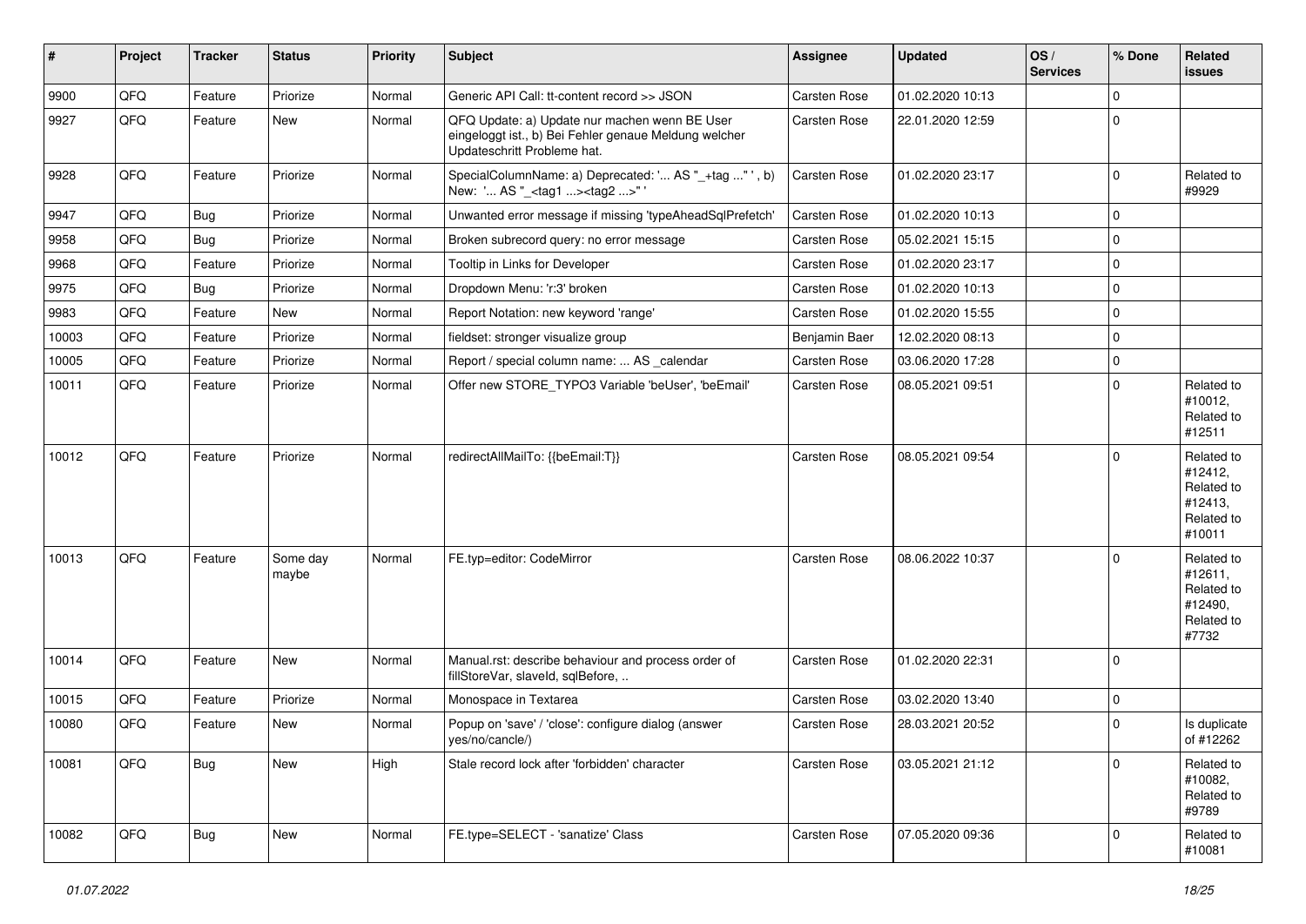| # | Project | Tracker | Status | Priority | Subject | Assignee | Updated | OS / Services | % Done | Related issues |
|---|---|---|---|---|---|---|---|---|---|---|
| 9900 | QFQ | Feature | Priorize | Normal | Generic API Call: tt-content record >> JSON | Carsten Rose | 01.02.2020 10:13 | | 0 | |
| 9927 | QFQ | Feature | New | Normal | QFQ Update: a) Update nur machen wenn BE User eingeloggt ist., b) Bei Fehler genaue Meldung welcher Updateschritt Probleme hat. | Carsten Rose | 22.01.2020 12:59 | | 0 | |
| 9928 | QFQ | Feature | Priorize | Normal | SpecialColumnName: a) Deprecated: '... AS "_+tag ..." ', b) New: '... AS "_<tag1 ...><tag2 ...>" ' | Carsten Rose | 01.02.2020 23:17 | | 0 | Related to #9929 |
| 9947 | QFQ | Bug | Priorize | Normal | Unwanted error message if missing 'typeAheadSqlPrefetch' | Carsten Rose | 01.02.2020 10:13 | | 0 | |
| 9958 | QFQ | Bug | Priorize | Normal | Broken subrecord query: no error message | Carsten Rose | 05.02.2021 15:15 | | 0 | |
| 9968 | QFQ | Feature | Priorize | Normal | Tooltip in Links for Developer | Carsten Rose | 01.02.2020 23:17 | | 0 | |
| 9975 | QFQ | Bug | Priorize | Normal | Dropdown Menu: 'r:3' broken | Carsten Rose | 01.02.2020 10:13 | | 0 | |
| 9983 | QFQ | Feature | New | Normal | Report Notation: new keyword 'range' | Carsten Rose | 01.02.2020 15:55 | | 0 | |
| 10003 | QFQ | Feature | Priorize | Normal | fieldset: stronger visualize group | Benjamin Baer | 12.02.2020 08:13 | | 0 | |
| 10005 | QFQ | Feature | Priorize | Normal | Report / special column name: ... AS _calendar | Carsten Rose | 03.06.2020 17:28 | | 0 | |
| 10011 | QFQ | Feature | Priorize | Normal | Offer new STORE_TYPO3 Variable 'beUser', 'beEmail' | Carsten Rose | 08.05.2021 09:51 | | 0 | Related to #10012, Related to #12511 |
| 10012 | QFQ | Feature | Priorize | Normal | redirectAllMailTo: {{beEmail:T}} | Carsten Rose | 08.05.2021 09:54 | | 0 | Related to #12412, Related to #12413, Related to #10011 |
| 10013 | QFQ | Feature | Some day maybe | Normal | FE.typ=editor: CodeMirror | Carsten Rose | 08.06.2022 10:37 | | 0 | Related to #12611, Related to #12490, Related to #7732 |
| 10014 | QFQ | Feature | New | Normal | Manual.rst: describe behaviour and process order of fillStoreVar, slaveId, sqlBefore, .. | Carsten Rose | 01.02.2020 22:31 | | 0 | |
| 10015 | QFQ | Feature | Priorize | Normal | Monospace in Textarea | Carsten Rose | 03.02.2020 13:40 | | 0 | |
| 10080 | QFQ | Feature | New | Normal | Popup on 'save' / 'close': configure dialog (answer yes/no/cancle/) | Carsten Rose | 28.03.2021 20:52 | | 0 | Is duplicate of #12262 |
| 10081 | QFQ | Bug | New | High | Stale record lock after 'forbidden' character | Carsten Rose | 03.05.2021 21:12 | | 0 | Related to #10082, Related to #9789 |
| 10082 | QFQ | Bug | New | Normal | FE.type=SELECT - 'sanatize' Class | Carsten Rose | 07.05.2020 09:36 | | 0 | Related to #10081 |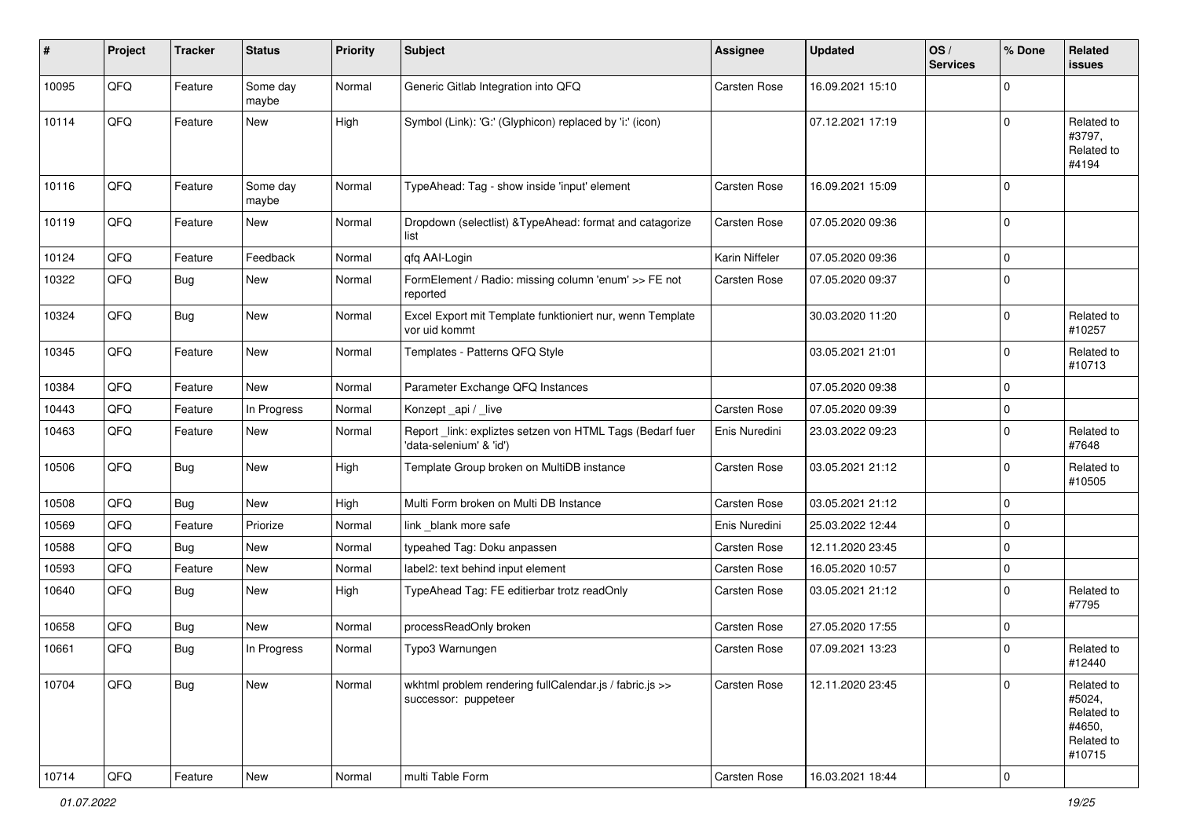| # | Project | Tracker | Status | Priority | Subject | Assignee | Updated | OS / Services | % Done | Related issues |
|---|---|---|---|---|---|---|---|---|---|---|
| 10095 | QFQ | Feature | Some day maybe | Normal | Generic Gitlab Integration into QFQ | Carsten Rose | 16.09.2021 15:10 | | 0 | |
| 10114 | QFQ | Feature | New | High | Symbol (Link): 'G:' (Glyphicon) replaced by 'i:' (icon) | | 07.12.2021 17:19 | | 0 | Related to #3797, Related to #4194 |
| 10116 | QFQ | Feature | Some day maybe | Normal | TypeAhead: Tag - show inside 'input' element | Carsten Rose | 16.09.2021 15:09 | | 0 | |
| 10119 | QFQ | Feature | New | Normal | Dropdown (selectlist) &TypeAhead: format and catagorize list | Carsten Rose | 07.05.2020 09:36 | | 0 | |
| 10124 | QFQ | Feature | Feedback | Normal | qfq AAI-Login | Karin Niffeler | 07.05.2020 09:36 | | 0 | |
| 10322 | QFQ | Bug | New | Normal | FormElement / Radio: missing column 'enum' >> FE not reported | Carsten Rose | 07.05.2020 09:37 | | 0 | |
| 10324 | QFQ | Bug | New | Normal | Excel Export mit Template funktioniert nur, wenn Template vor uid kommt | | 30.03.2020 11:20 | | 0 | Related to #10257 |
| 10345 | QFQ | Feature | New | Normal | Templates - Patterns QFQ Style | | 03.05.2021 21:01 | | 0 | Related to #10713 |
| 10384 | QFQ | Feature | New | Normal | Parameter Exchange QFQ Instances | | 07.05.2020 09:38 | | 0 | |
| 10443 | QFQ | Feature | In Progress | Normal | Konzept _api / _live | Carsten Rose | 07.05.2020 09:39 | | 0 | |
| 10463 | QFQ | Feature | New | Normal | Report _link: expliztes setzen von HTML Tags (Bedarf fuer 'data-selenium' & 'id') | Enis Nuredini | 23.03.2022 09:23 | | 0 | Related to #7648 |
| 10506 | QFQ | Bug | New | High | Template Group broken on MultiDB instance | Carsten Rose | 03.05.2021 21:12 | | 0 | Related to #10505 |
| 10508 | QFQ | Bug | New | High | Multi Form broken on Multi DB Instance | Carsten Rose | 03.05.2021 21:12 | | 0 | |
| 10569 | QFQ | Feature | Priorize | Normal | link _blank more safe | Enis Nuredini | 25.03.2022 12:44 | | 0 | |
| 10588 | QFQ | Bug | New | Normal | typeahed Tag: Doku anpassen | Carsten Rose | 12.11.2020 23:45 | | 0 | |
| 10593 | QFQ | Feature | New | Normal | label2: text behind input element | Carsten Rose | 16.05.2020 10:57 | | 0 | |
| 10640 | QFQ | Bug | New | High | TypeAhead Tag: FE editierbar trotz readOnly | Carsten Rose | 03.05.2021 21:12 | | 0 | Related to #7795 |
| 10658 | QFQ | Bug | New | Normal | processReadOnly broken | Carsten Rose | 27.05.2020 17:55 | | 0 | |
| 10661 | QFQ | Bug | In Progress | Normal | Typo3 Warnungen | Carsten Rose | 07.09.2021 13:23 | | 0 | Related to #12440 |
| 10704 | QFQ | Bug | New | Normal | wkhtml problem rendering fullCalendar.js / fabric.js >> successor: puppeteer | Carsten Rose | 12.11.2020 23:45 | | 0 | Related to #5024, Related to #4650, Related to #10715 |
| 10714 | QFQ | Feature | New | Normal | multi Table Form | Carsten Rose | 16.03.2021 18:44 | | 0 | |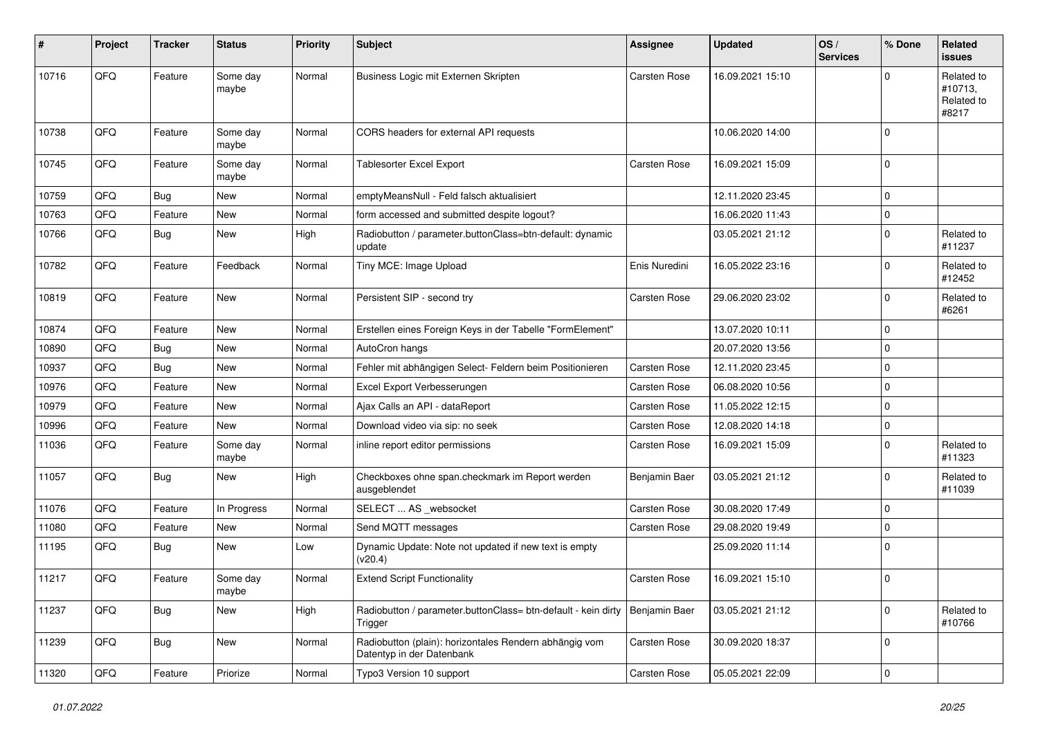| # | Project | Tracker | Status | Priority | Subject | Assignee | Updated | OS / Services | % Done | Related issues |
|---|---|---|---|---|---|---|---|---|---|---|
| 10716 | QFQ | Feature | Some day maybe | Normal | Business Logic mit Externen Skripten | Carsten Rose | 16.09.2021 15:10 | | 0 | Related to #10713, Related to #8217 |
| 10738 | QFQ | Feature | Some day maybe | Normal | CORS headers for external API requests | | 10.06.2020 14:00 | | 0 | |
| 10745 | QFQ | Feature | Some day maybe | Normal | Tablesorter Excel Export | Carsten Rose | 16.09.2021 15:09 | | 0 | |
| 10759 | QFQ | Bug | New | Normal | emptyMeansNull - Feld falsch aktualisiert | | 12.11.2020 23:45 | | 0 | |
| 10763 | QFQ | Feature | New | Normal | form accessed and submitted despite logout? | | 16.06.2020 11:43 | | 0 | |
| 10766 | QFQ | Bug | New | High | Radiobutton / parameter.buttonClass=btn-default: dynamic update | | 03.05.2021 21:12 | | 0 | Related to #11237 |
| 10782 | QFQ | Feature | Feedback | Normal | Tiny MCE: Image Upload | Enis Nuredini | 16.05.2022 23:16 | | 0 | Related to #12452 |
| 10819 | QFQ | Feature | New | Normal | Persistent SIP - second try | Carsten Rose | 29.06.2020 23:02 | | 0 | Related to #6261 |
| 10874 | QFQ | Feature | New | Normal | Erstellen eines Foreign Keys in der Tabelle "FormElement" | | 13.07.2020 10:11 | | 0 | |
| 10890 | QFQ | Bug | New | Normal | AutoCron hangs | | 20.07.2020 13:56 | | 0 | |
| 10937 | QFQ | Bug | New | Normal | Fehler mit abhängigen Select- Feldern beim Positionieren | Carsten Rose | 12.11.2020 23:45 | | 0 | |
| 10976 | QFQ | Feature | New | Normal | Excel Export Verbesserungen | Carsten Rose | 06.08.2020 10:56 | | 0 | |
| 10979 | QFQ | Feature | New | Normal | Ajax Calls an API - dataReport | Carsten Rose | 11.05.2022 12:15 | | 0 | |
| 10996 | QFQ | Feature | New | Normal | Download video via sip: no seek | Carsten Rose | 12.08.2020 14:18 | | 0 | |
| 11036 | QFQ | Feature | Some day maybe | Normal | inline report editor permissions | Carsten Rose | 16.09.2021 15:09 | | 0 | Related to #11323 |
| 11057 | QFQ | Bug | New | High | Checkboxes ohne span.checkmark im Report werden ausgeblendet | Benjamin Baer | 03.05.2021 21:12 | | 0 | Related to #11039 |
| 11076 | QFQ | Feature | In Progress | Normal | SELECT ... AS _websocket | Carsten Rose | 30.08.2020 17:49 | | 0 | |
| 11080 | QFQ | Feature | New | Normal | Send MQTT messages | Carsten Rose | 29.08.2020 19:49 | | 0 | |
| 11195 | QFQ | Bug | New | Low | Dynamic Update: Note not updated if new text is empty (v20.4) | | 25.09.2020 11:14 | | 0 | |
| 11217 | QFQ | Feature | Some day maybe | Normal | Extend Script Functionality | Carsten Rose | 16.09.2021 15:10 | | 0 | |
| 11237 | QFQ | Bug | New | High | Radiobutton / parameter.buttonClass= btn-default - kein dirty Trigger | Benjamin Baer | 03.05.2021 21:12 | | 0 | Related to #10766 |
| 11239 | QFQ | Bug | New | Normal | Radiobutton (plain): horizontales Rendern abhängig vom Datentyp in der Datenbank | Carsten Rose | 30.09.2020 18:37 | | 0 | |
| 11320 | QFQ | Feature | Priorize | Normal | Typo3 Version 10 support | Carsten Rose | 05.05.2021 22:09 | | 0 | |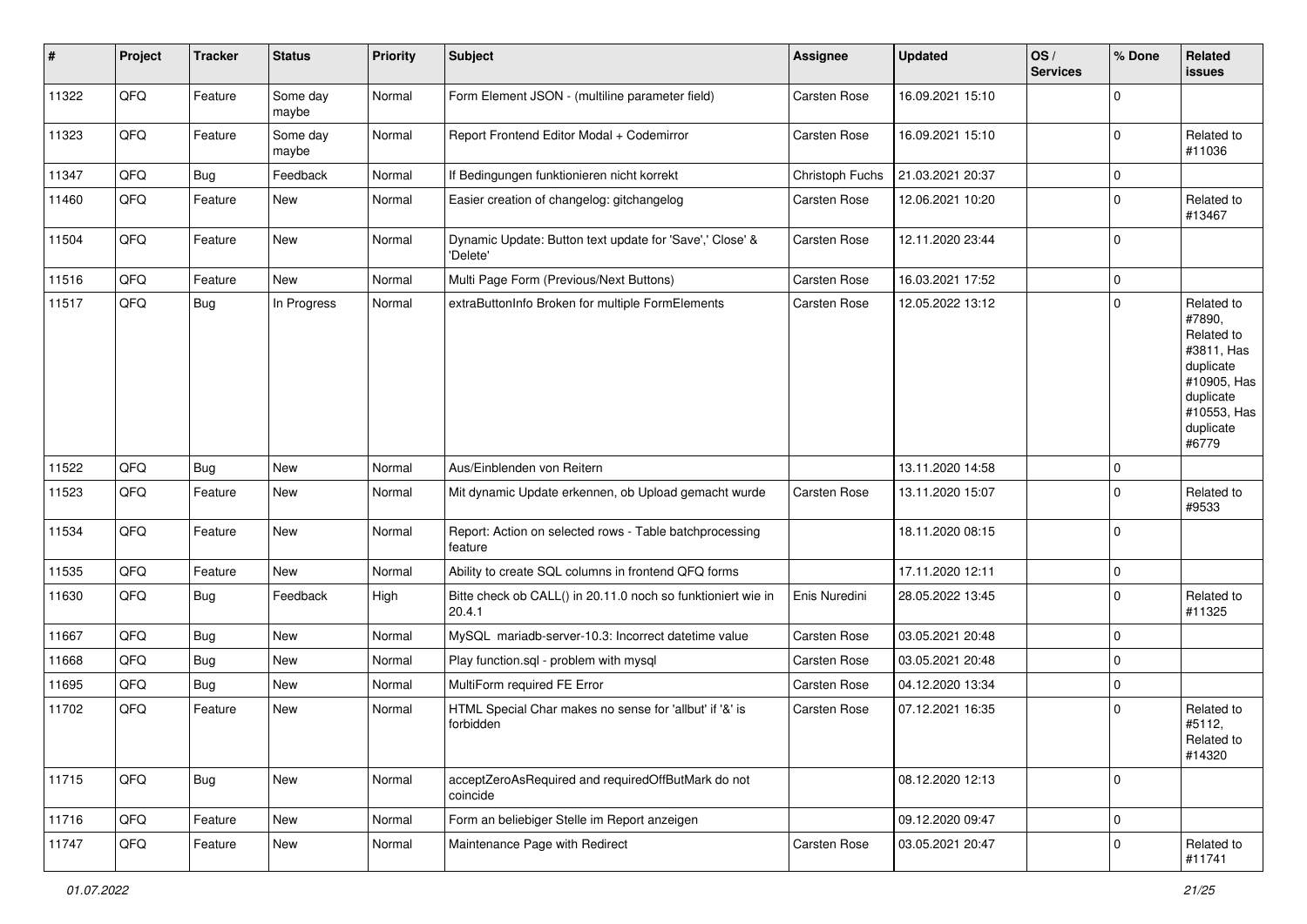| # | Project | Tracker | Status | Priority | Subject | Assignee | Updated | OS / Services | % Done | Related issues |
|---|---|---|---|---|---|---|---|---|---|---|
| 11322 | QFQ | Feature | Some day maybe | Normal | Form Element JSON - (multiline parameter field) | Carsten Rose | 16.09.2021 15:10 | | 0 | |
| 11323 | QFQ | Feature | Some day maybe | Normal | Report Frontend Editor Modal + Codemirror | Carsten Rose | 16.09.2021 15:10 | | 0 | Related to #11036 |
| 11347 | QFQ | Bug | Feedback | Normal | If Bedingungen funktionieren nicht korrekt | Christoph Fuchs | 21.03.2021 20:37 | | 0 | |
| 11460 | QFQ | Feature | New | Normal | Easier creation of changelog: gitchangelog | Carsten Rose | 12.06.2021 10:20 | | 0 | Related to #13467 |
| 11504 | QFQ | Feature | New | Normal | Dynamic Update: Button text update for 'Save',' Close' & 'Delete' | Carsten Rose | 12.11.2020 23:44 | | 0 | |
| 11516 | QFQ | Feature | New | Normal | Multi Page Form (Previous/Next Buttons) | Carsten Rose | 16.03.2021 17:52 | | 0 | |
| 11517 | QFQ | Bug | In Progress | Normal | extraButtonInfo Broken for multiple FormElements | Carsten Rose | 12.05.2022 13:12 | | 0 | Related to #7890, Related to #3811, Has duplicate #10905, Has duplicate #10553, Has duplicate #6779 |
| 11522 | QFQ | Bug | New | Normal | Aus/Einblenden von Reitern | | 13.11.2020 14:58 | | 0 | |
| 11523 | QFQ | Feature | New | Normal | Mit dynamic Update erkennen, ob Upload gemacht wurde | Carsten Rose | 13.11.2020 15:07 | | 0 | Related to #9533 |
| 11534 | QFQ | Feature | New | Normal | Report: Action on selected rows - Table batchprocessing feature | | 18.11.2020 08:15 | | 0 | |
| 11535 | QFQ | Feature | New | Normal | Ability to create SQL columns in frontend QFQ forms | | 17.11.2020 12:11 | | 0 | |
| 11630 | QFQ | Bug | Feedback | High | Bitte check ob CALL() in 20.11.0 noch so funktioniert wie in 20.4.1 | Enis Nuredini | 28.05.2022 13:45 | | 0 | Related to #11325 |
| 11667 | QFQ | Bug | New | Normal | MySQL mariadb-server-10.3: Incorrect datetime value | Carsten Rose | 03.05.2021 20:48 | | 0 | |
| 11668 | QFQ | Bug | New | Normal | Play function.sql - problem with mysql | Carsten Rose | 03.05.2021 20:48 | | 0 | |
| 11695 | QFQ | Bug | New | Normal | MultiForm required FE Error | Carsten Rose | 04.12.2020 13:34 | | 0 | |
| 11702 | QFQ | Feature | New | Normal | HTML Special Char makes no sense for 'allbut' if '&' is forbidden | Carsten Rose | 07.12.2021 16:35 | | 0 | Related to #5112, Related to #14320 |
| 11715 | QFQ | Bug | New | Normal | acceptZeroAsRequired and requiredOffButMark do not coincide | | 08.12.2020 12:13 | | 0 | |
| 11716 | QFQ | Feature | New | Normal | Form an beliebiger Stelle im Report anzeigen | | 09.12.2020 09:47 | | 0 | |
| 11747 | QFQ | Feature | New | Normal | Maintenance Page with Redirect | Carsten Rose | 03.05.2021 20:47 | | 0 | Related to #11741 |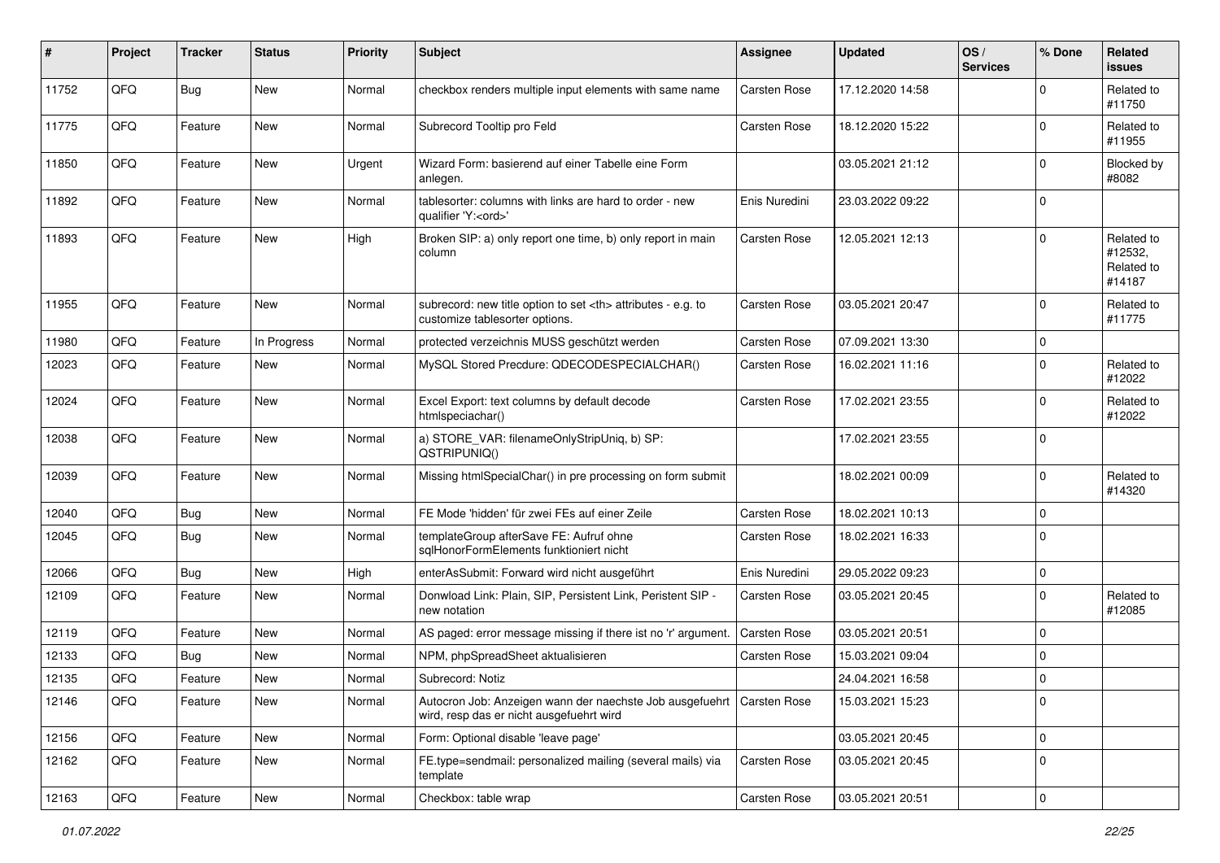| # | Project | Tracker | Status | Priority | Subject | Assignee | Updated | OS / Services | % Done | Related issues |
|---|---|---|---|---|---|---|---|---|---|---|
| 11752 | QFQ | Bug | New | Normal | checkbox renders multiple input elements with same name | Carsten Rose | 17.12.2020 14:58 | | 0 | Related to #11750 |
| 11775 | QFQ | Feature | New | Normal | Subrecord Tooltip pro Feld | Carsten Rose | 18.12.2020 15:22 | | 0 | Related to #11955 |
| 11850 | QFQ | Feature | New | Urgent | Wizard Form: basierend auf einer Tabelle eine Form anlegen. | | 03.05.2021 21:12 | | 0 | Blocked by #8082 |
| 11892 | QFQ | Feature | New | Normal | tablesorter: columns with links are hard to order - new qualifier 'Y:<ord>' | Enis Nuredini | 23.03.2022 09:22 | | 0 | |
| 11893 | QFQ | Feature | New | High | Broken SIP: a) only report one time, b) only report in main column | Carsten Rose | 12.05.2021 12:13 | | 0 | Related to #12532, Related to #14187 |
| 11955 | QFQ | Feature | New | Normal | subrecord: new title option to set <th> attributes - e.g. to customize tablesorter options. | Carsten Rose | 03.05.2021 20:47 | | 0 | Related to #11775 |
| 11980 | QFQ | Feature | In Progress | Normal | protected verzeichnis MUSS geschützt werden | Carsten Rose | 07.09.2021 13:30 | | 0 | |
| 12023 | QFQ | Feature | New | Normal | MySQL Stored Precdure: QDECODESPECIALCHAR() | Carsten Rose | 16.02.2021 11:16 | | 0 | Related to #12022 |
| 12024 | QFQ | Feature | New | Normal | Excel Export: text columns by default decode htmlspeciachar() | Carsten Rose | 17.02.2021 23:55 | | 0 | Related to #12022 |
| 12038 | QFQ | Feature | New | Normal | a) STORE_VAR: filenameOnlyStripUniq, b) SP: QSTRIPUNIQ() | | 17.02.2021 23:55 | | 0 | |
| 12039 | QFQ | Feature | New | Normal | Missing htmlSpecialChar() in pre processing on form submit | | 18.02.2021 00:09 | | 0 | Related to #14320 |
| 12040 | QFQ | Bug | New | Normal | FE Mode 'hidden' für zwei FEs auf einer Zeile | Carsten Rose | 18.02.2021 10:13 | | 0 | |
| 12045 | QFQ | Bug | New | Normal | templateGroup afterSave FE: Aufruf ohne sqlHonorFormElements funktioniert nicht | Carsten Rose | 18.02.2021 16:33 | | 0 | |
| 12066 | QFQ | Bug | New | High | enterAsSubmit: Forward wird nicht ausgeführt | Enis Nuredini | 29.05.2022 09:23 | | 0 | |
| 12109 | QFQ | Feature | New | Normal | Donwload Link: Plain, SIP, Persistent Link, Peristent SIP - new notation | Carsten Rose | 03.05.2021 20:45 | | 0 | Related to #12085 |
| 12119 | QFQ | Feature | New | Normal | AS paged: error message missing if there ist no 'r' argument. | Carsten Rose | 03.05.2021 20:51 | | 0 | |
| 12133 | QFQ | Bug | New | Normal | NPM, phpSpreadSheet aktualisieren | Carsten Rose | 15.03.2021 09:04 | | 0 | |
| 12135 | QFQ | Feature | New | Normal | Subrecord: Notiz | | 24.04.2021 16:58 | | 0 | |
| 12146 | QFQ | Feature | New | Normal | Autocron Job: Anzeigen wann der naechste Job ausgefuehrt wird, resp das er nicht ausgefuehrt wird | Carsten Rose | 15.03.2021 15:23 | | 0 | |
| 12156 | QFQ | Feature | New | Normal | Form: Optional disable 'leave page' | | 03.05.2021 20:45 | | 0 | |
| 12162 | QFQ | Feature | New | Normal | FE.type=sendmail: personalized mailing (several mails) via template | Carsten Rose | 03.05.2021 20:45 | | 0 | |
| 12163 | QFQ | Feature | New | Normal | Checkbox: table wrap | Carsten Rose | 03.05.2021 20:51 | | 0 | |

*01.07.2022*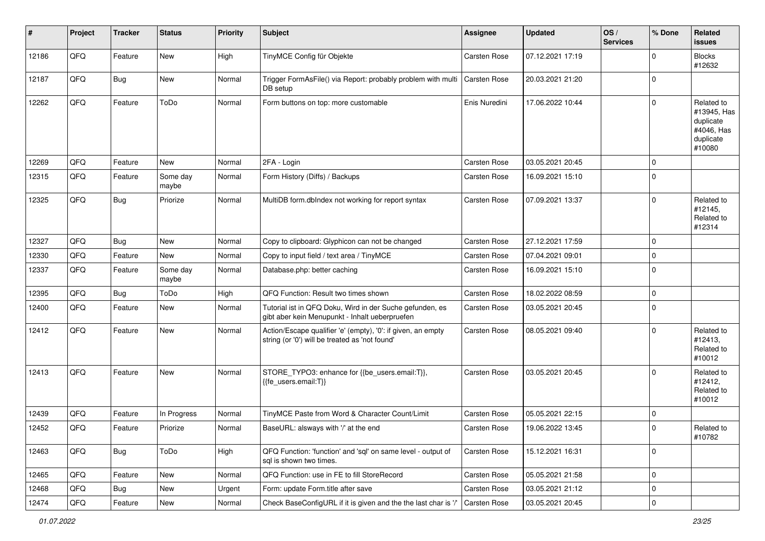| # | Project | Tracker | Status | Priority | Subject | Assignee | Updated | OS / Services | % Done | Related issues |
|---|---|---|---|---|---|---|---|---|---|---|
| 12186 | QFQ | Feature | New | High | TinyMCE Config für Objekte | Carsten Rose | 07.12.2021 17:19 | | 0 | Blocks #12632 |
| 12187 | QFQ | Bug | New | Normal | Trigger FormAsFile() via Report: probably problem with multi DB setup | Carsten Rose | 20.03.2021 21:20 | | 0 | |
| 12262 | QFQ | Feature | ToDo | Normal | Form buttons on top: more customable | Enis Nuredini | 17.06.2022 10:44 | | 0 | Related to #13945, Has duplicate #4046, Has duplicate #10080 |
| 12269 | QFQ | Feature | New | Normal | 2FA - Login | Carsten Rose | 03.05.2021 20:45 | | 0 | |
| 12315 | QFQ | Feature | Some day maybe | Normal | Form History (Diffs) / Backups | Carsten Rose | 16.09.2021 15:10 | | 0 | |
| 12325 | QFQ | Bug | Priorize | Normal | MultiDB form.dbIndex not working for report syntax | Carsten Rose | 07.09.2021 13:37 | | 0 | Related to #12145, Related to #12314 |
| 12327 | QFQ | Bug | New | Normal | Copy to clipboard: Glyphicon can not be changed | Carsten Rose | 27.12.2021 17:59 | | 0 | |
| 12330 | QFQ | Feature | New | Normal | Copy to input field / text area / TinyMCE | Carsten Rose | 07.04.2021 09:01 | | 0 | |
| 12337 | QFQ | Feature | Some day maybe | Normal | Database.php: better caching | Carsten Rose | 16.09.2021 15:10 | | 0 | |
| 12395 | QFQ | Bug | ToDo | High | QFQ Function: Result two times shown | Carsten Rose | 18.02.2022 08:59 | | 0 | |
| 12400 | QFQ | Feature | New | Normal | Tutorial ist in QFQ Doku, Wird in der Suche gefunden, es gibt aber kein Menupunkt - Inhalt ueberpruefen | Carsten Rose | 03.05.2021 20:45 | | 0 | |
| 12412 | QFQ | Feature | New | Normal | Action/Escape qualifier 'e' (empty), '0': if given, an empty string (or '0') will be treated as 'not found' | Carsten Rose | 08.05.2021 09:40 | | 0 | Related to #12413, Related to #10012 |
| 12413 | QFQ | Feature | New | Normal | STORE_TYPO3: enhance for {{be_users.email:T}}, {{fe_users.email:T}} | Carsten Rose | 03.05.2021 20:45 | | 0 | Related to #12412, Related to #10012 |
| 12439 | QFQ | Feature | In Progress | Normal | TinyMCE Paste from Word & Character Count/Limit | Carsten Rose | 05.05.2021 22:15 | | 0 | |
| 12452 | QFQ | Feature | Priorize | Normal | BaseURL: alsways with '/' at the end | Carsten Rose | 19.06.2022 13:45 | | 0 | Related to #10782 |
| 12463 | QFQ | Bug | ToDo | High | QFQ Function: 'function' and 'sql' on same level - output of sql is shown two times. | Carsten Rose | 15.12.2021 16:31 | | 0 | |
| 12465 | QFQ | Feature | New | Normal | QFQ Function: use in FE to fill StoreRecord | Carsten Rose | 05.05.2021 21:58 | | 0 | |
| 12468 | QFQ | Bug | New | Urgent | Form: update Form.title after save | Carsten Rose | 03.05.2021 21:12 | | 0 | |
| 12474 | QFQ | Feature | New | Normal | Check BaseConfigURL if it is given and the the last char is '/' | Carsten Rose | 03.05.2021 20:45 | | 0 | |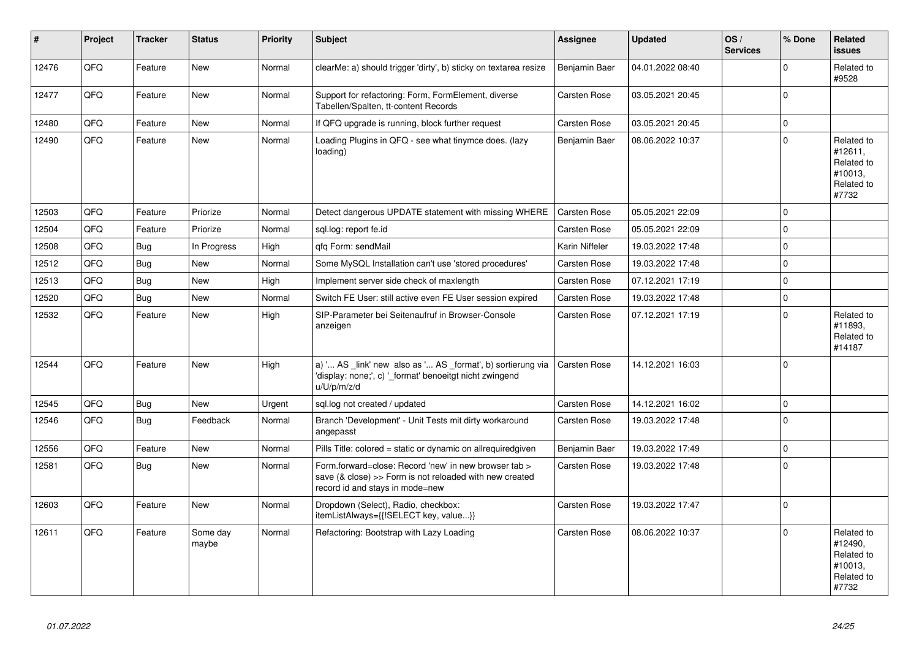| # | Project | Tracker | Status | Priority | Subject | Assignee | Updated | OS / Services | % Done | Related issues |
|---|---|---|---|---|---|---|---|---|---|---|
| 12476 | QFQ | Feature | New | Normal | clearMe: a) should trigger 'dirty', b) sticky on textarea resize | Benjamin Baer | 04.01.2022 08:40 | | 0 | Related to #9528 |
| 12477 | QFQ | Feature | New | Normal | Support for refactoring: Form, FormElement, diverse Tabellen/Spalten, tt-content Records | Carsten Rose | 03.05.2021 20:45 | | 0 | |
| 12480 | QFQ | Feature | New | Normal | If QFQ upgrade is running, block further request | Carsten Rose | 03.05.2021 20:45 | | 0 | |
| 12490 | QFQ | Feature | New | Normal | Loading Plugins in QFQ - see what tinymce does. (lazy loading) | Benjamin Baer | 08.06.2022 10:37 | | 0 | Related to #12611, Related to #10013, Related to #7732 |
| 12503 | QFQ | Feature | Priorize | Normal | Detect dangerous UPDATE statement with missing WHERE | Carsten Rose | 05.05.2021 22:09 | | 0 | |
| 12504 | QFQ | Feature | Priorize | Normal | sql.log: report fe.id | Carsten Rose | 05.05.2021 22:09 | | 0 | |
| 12508 | QFQ | Bug | In Progress | High | qfq Form: sendMail | Karin Niffeler | 19.03.2022 17:48 | | 0 | |
| 12512 | QFQ | Bug | New | Normal | Some MySQL Installation can't use 'stored procedures' | Carsten Rose | 19.03.2022 17:48 | | 0 | |
| 12513 | QFQ | Bug | New | High | Implement server side check of maxlength | Carsten Rose | 07.12.2021 17:19 | | 0 | |
| 12520 | QFQ | Bug | New | Normal | Switch FE User: still active even FE User session expired | Carsten Rose | 19.03.2022 17:48 | | 0 | |
| 12532 | QFQ | Feature | New | High | SIP-Parameter bei Seitenaufruf in Browser-Console anzeigen | Carsten Rose | 07.12.2021 17:19 | | 0 | Related to #11893, Related to #14187 |
| 12544 | QFQ | Feature | New | High | a) '... AS _link' new also as '... AS _format', b) sortierung via 'display: none;', c) '_format' benoeitgt nicht zwingend u/U/p/m/z/d | Carsten Rose | 14.12.2021 16:03 | | 0 | |
| 12545 | QFQ | Bug | New | Urgent | sql.log not created / updated | Carsten Rose | 14.12.2021 16:02 | | 0 | |
| 12546 | QFQ | Bug | Feedback | Normal | Branch 'Development' - Unit Tests mit dirty workaround angepasst | Carsten Rose | 19.03.2022 17:48 | | 0 | |
| 12556 | QFQ | Feature | New | Normal | Pills Title: colored = static or dynamic on allrequiredgiven | Benjamin Baer | 19.03.2022 17:49 | | 0 | |
| 12581 | QFQ | Bug | New | Normal | Form.forward=close: Record 'new' in new browser tab > save (& close) >> Form is not reloaded with new created record id and stays in mode=new | Carsten Rose | 19.03.2022 17:48 | | 0 | |
| 12603 | QFQ | Feature | New | Normal | Dropdown (Select), Radio, checkbox: itemListAlways={{!SELECT key, value...}} | Carsten Rose | 19.03.2022 17:47 | | 0 | |
| 12611 | QFQ | Feature | Some day maybe | Normal | Refactoring: Bootstrap with Lazy Loading | Carsten Rose | 08.06.2022 10:37 | | 0 | Related to #12490, Related to #10013, Related to #7732 |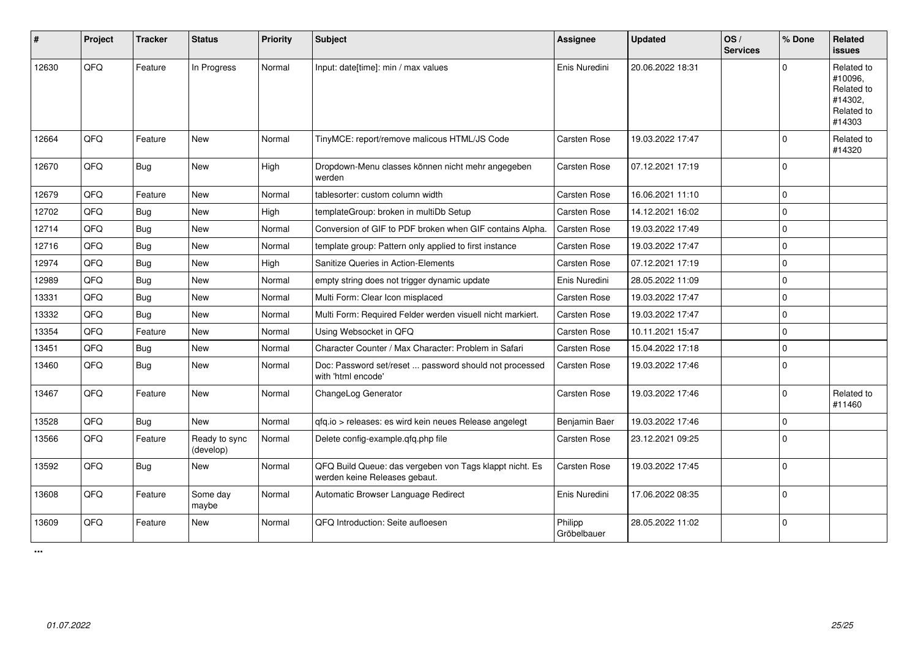| # | Project | Tracker | Status | Priority | Subject | Assignee | Updated | OS / Services | % Done | Related issues |
|---|---|---|---|---|---|---|---|---|---|---|
| 12630 | QFQ | Feature | In Progress | Normal | Input: date[time]: min / max values | Enis Nuredini | 20.06.2022 18:31 | | 0 | Related to #10096, Related to #14302, Related to #14303 |
| 12664 | QFQ | Feature | New | Normal | TinyMCE: report/remove malicous HTML/JS Code | Carsten Rose | 19.03.2022 17:47 | | 0 | Related to #14320 |
| 12670 | QFQ | Bug | New | High | Dropdown-Menu classes können nicht mehr angegeben werden | Carsten Rose | 07.12.2021 17:19 | | 0 | |
| 12679 | QFQ | Feature | New | Normal | tablesorter: custom column width | Carsten Rose | 16.06.2021 11:10 | | 0 | |
| 12702 | QFQ | Bug | New | High | templateGroup: broken in multiDb Setup | Carsten Rose | 14.12.2021 16:02 | | 0 | |
| 12714 | QFQ | Bug | New | Normal | Conversion of GIF to PDF broken when GIF contains Alpha. | Carsten Rose | 19.03.2022 17:49 | | 0 | |
| 12716 | QFQ | Bug | New | Normal | template group: Pattern only applied to first instance | Carsten Rose | 19.03.2022 17:47 | | 0 | |
| 12974 | QFQ | Bug | New | High | Sanitize Queries in Action-Elements | Carsten Rose | 07.12.2021 17:19 | | 0 | |
| 12989 | QFQ | Bug | New | Normal | empty string does not trigger dynamic update | Enis Nuredini | 28.05.2022 11:09 | | 0 | |
| 13331 | QFQ | Bug | New | Normal | Multi Form: Clear Icon misplaced | Carsten Rose | 19.03.2022 17:47 | | 0 | |
| 13332 | QFQ | Bug | New | Normal | Multi Form: Required Felder werden visuell nicht markiert. | Carsten Rose | 19.03.2022 17:47 | | 0 | |
| 13354 | QFQ | Feature | New | Normal | Using Websocket in QFQ | Carsten Rose | 10.11.2021 15:47 | | 0 | |
| 13451 | QFQ | Bug | New | Normal | Character Counter / Max Character: Problem in Safari | Carsten Rose | 15.04.2022 17:18 | | 0 | |
| 13460 | QFQ | Bug | New | Normal | Doc: Password set/reset ... password should not processed with 'html encode' | Carsten Rose | 19.03.2022 17:46 | | 0 | |
| 13467 | QFQ | Feature | New | Normal | ChangeLog Generator | Carsten Rose | 19.03.2022 17:46 | | 0 | Related to #11460 |
| 13528 | QFQ | Bug | New | Normal | qfq.io > releases: es wird kein neues Release angelegt | Benjamin Baer | 19.03.2022 17:46 | | 0 | |
| 13566 | QFQ | Feature | Ready to sync (develop) | Normal | Delete config-example.qfq.php file | Carsten Rose | 23.12.2021 09:25 | | 0 | |
| 13592 | QFQ | Bug | New | Normal | QFQ Build Queue: das vergeben von Tags klappt nicht. Es werden keine Releases gebaut. | Carsten Rose | 19.03.2022 17:45 | | 0 | |
| 13608 | QFQ | Feature | Some day maybe | Normal | Automatic Browser Language Redirect | Enis Nuredini | 17.06.2022 08:35 | | 0 | |
| 13609 | QFQ | Feature | New | Normal | QFQ Introduction: Seite aufloesen | Philipp Gröbelbauer | 28.05.2022 11:02 | | 0 | |

...